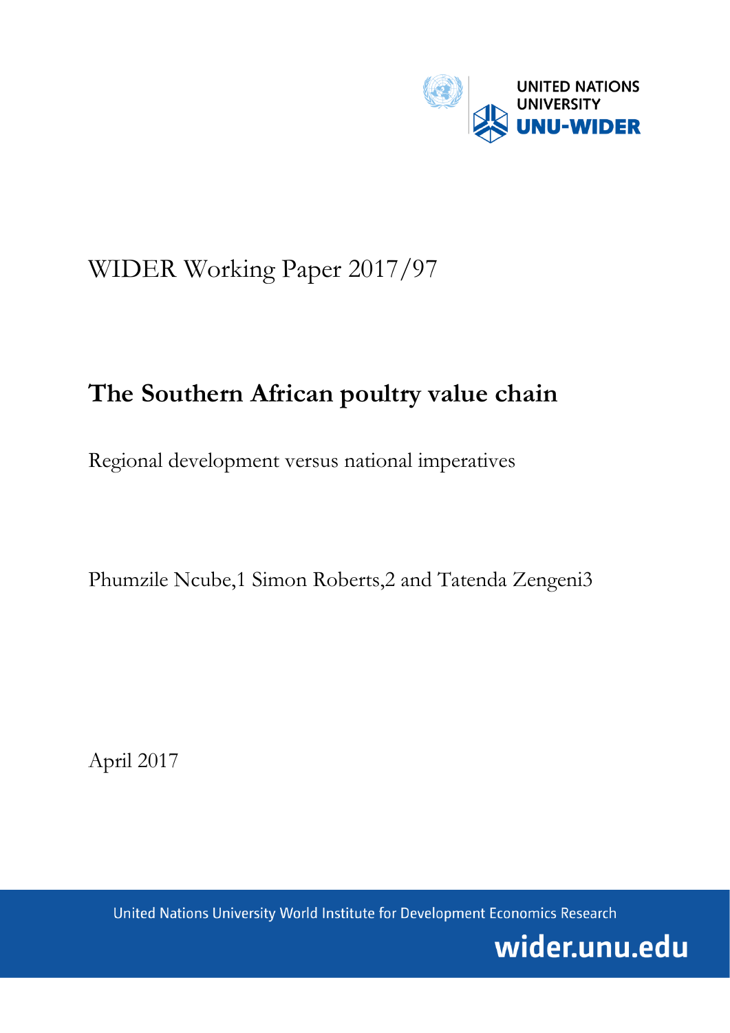UNITED NATIONS UNIVERSITY
UNU-WIDER

WIDER Working Paper 2017/97

# The Southern African poultry value chain

Regional development versus national imperatives

Phumzile Ncube,[1] Simon Roberts,[2] and Tatenda Zengeni[3]

April 2017

United Nations University World Institute for Development Economics Research

wider.unu.edu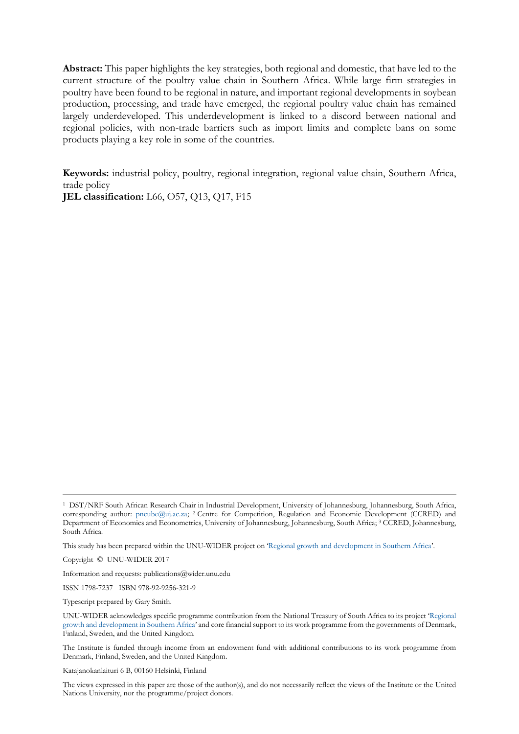**Abstract:** This paper highlights the key strategies, both regional and domestic, that have led to the current structure of the poultry value chain in Southern Africa. While large firm strategies in poultry have been found to be regional in nature, and important regional developments in soybean production, processing, and trade have emerged, the regional poultry value chain has remained largely underdeveloped. This underdevelopment is linked to a discord between national and regional policies, with non-trade barriers such as import limits and complete bans on some products playing a key role in some of the countries.

**Keywords:** industrial policy, poultry, regional integration, regional value chain, Southern Africa, trade policy
**JEL classification:** L66, O57, Q13, Q17, F15

---

[1] DST/NRF South African Research Chair in Industrial Development, University of Johannesburg, Johannesburg, South Africa, corresponding author: pncube@uj.ac.za; [2] Centre for Competition, Regulation and Economic Development (CCRED) and Department of Economics and Econometrics, University of Johannesburg, Johannesburg, South Africa; [3] CCRED, Johannesburg, South Africa.

This study has been prepared within the UNU-WIDER project on 'Regional growth and development in Southern Africa'.

Copyright © UNU-WIDER 2017

Information and requests: publications@wider.unu.edu

ISSN 1798-7237 ISBN 978-92-9256-321-9

Typescript prepared by Gary Smith.

UNU-WIDER acknowledges specific programme contribution from the National Treasury of South Africa to its project 'Regional growth and development in Southern Africa' and core financial support to its work programme from the governments of Denmark, Finland, Sweden, and the United Kingdom.

The Institute is funded through income from an endowment fund with additional contributions to its work programme from Denmark, Finland, Sweden, and the United Kingdom.

Katajanokanlaituri 6 B, 00160 Helsinki, Finland

The views expressed in this paper are those of the author(s), and do not necessarily reflect the views of the Institute or the United Nations University, nor the programme/project donors.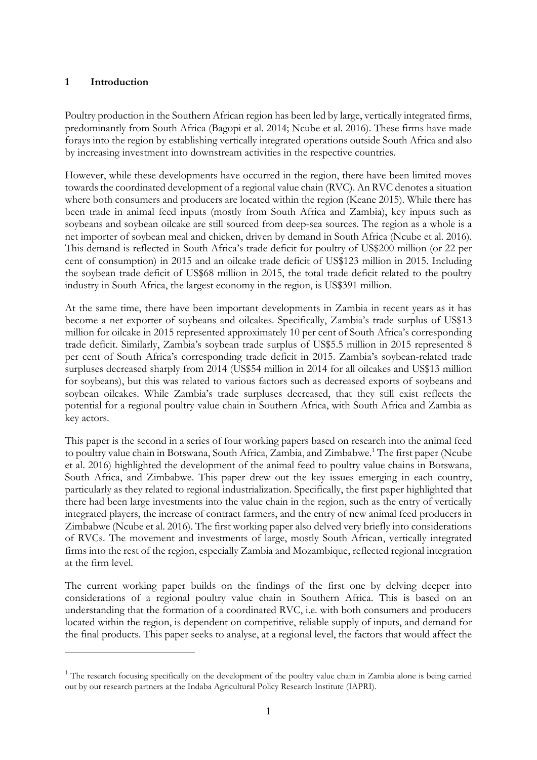# 1 Introduction

Poultry production in the Southern African region has been led by large, vertically integrated firms, predominantly from South Africa (Bagopi et al. 2014; Ncube et al. 2016). These firms have made forays into the region by establishing vertically integrated operations outside South Africa and also by increasing investment into downstream activities in the respective countries.

However, while these developments have occurred in the region, there have been limited moves towards the coordinated development of a regional value chain (RVC). An RVC denotes a situation where both consumers and producers are located within the region (Keane 2015). While there has been trade in animal feed inputs (mostly from South Africa and Zambia), key inputs such as soybeans and soybean oilcake are still sourced from deep-sea sources. The region as a whole is a net importer of soybean meal and chicken, driven by demand in South Africa (Ncube et al. 2016). This demand is reflected in South Africa's trade deficit for poultry of US$200 million (or 22 per cent of consumption) in 2015 and an oilcake trade deficit of US$123 million in 2015. Including the soybean trade deficit of US$68 million in 2015, the total trade deficit related to the poultry industry in South Africa, the largest economy in the region, is US$391 million.

At the same time, there have been important developments in Zambia in recent years as it has become a net exporter of soybeans and oilcakes. Specifically, Zambia's trade surplus of US$13 million for oilcake in 2015 represented approximately 10 per cent of South Africa's corresponding trade deficit. Similarly, Zambia's soybean trade surplus of US$5.5 million in 2015 represented 8 per cent of South Africa's corresponding trade deficit in 2015. Zambia's soybean-related trade surpluses decreased sharply from 2014 (US$54 million in 2014 for all oilcakes and US$13 million for soybeans), but this was related to various factors such as decreased exports of soybeans and soybean oilcakes. While Zambia's trade surpluses decreased, that they still exist reflects the potential for a regional poultry value chain in Southern Africa, with South Africa and Zambia as key actors.

This paper is the second in a series of four working papers based on research into the animal feed to poultry value chain in Botswana, South Africa, Zambia, and Zimbabwe.[1] The first paper (Ncube et al. 2016) highlighted the development of the animal feed to poultry value chains in Botswana, South Africa, and Zimbabwe. This paper drew out the key issues emerging in each country, particularly as they related to regional industrialization. Specifically, the first paper highlighted that there had been large investments into the value chain in the region, such as the entry of vertically integrated players, the increase of contract farmers, and the entry of new animal feed producers in Zimbabwe (Ncube et al. 2016). The first working paper also delved very briefly into considerations of RVCs. The movement and investments of large, mostly South African, vertically integrated firms into the rest of the region, especially Zambia and Mozambique, reflected regional integration at the firm level.

The current working paper builds on the findings of the first one by delving deeper into considerations of a regional poultry value chain in Southern Africa. This is based on an understanding that the formation of a coordinated RVC, i.e. with both consumers and producers located within the region, is dependent on competitive, reliable supply of inputs, and demand for the final products. This paper seeks to analyse, at a regional level, the factors that would affect the

---

[1] The research focusing specifically on the development of the poultry value chain in Zambia alone is being carried out by our research partners at the Indaba Agricultural Policy Research Institute (IAPRI).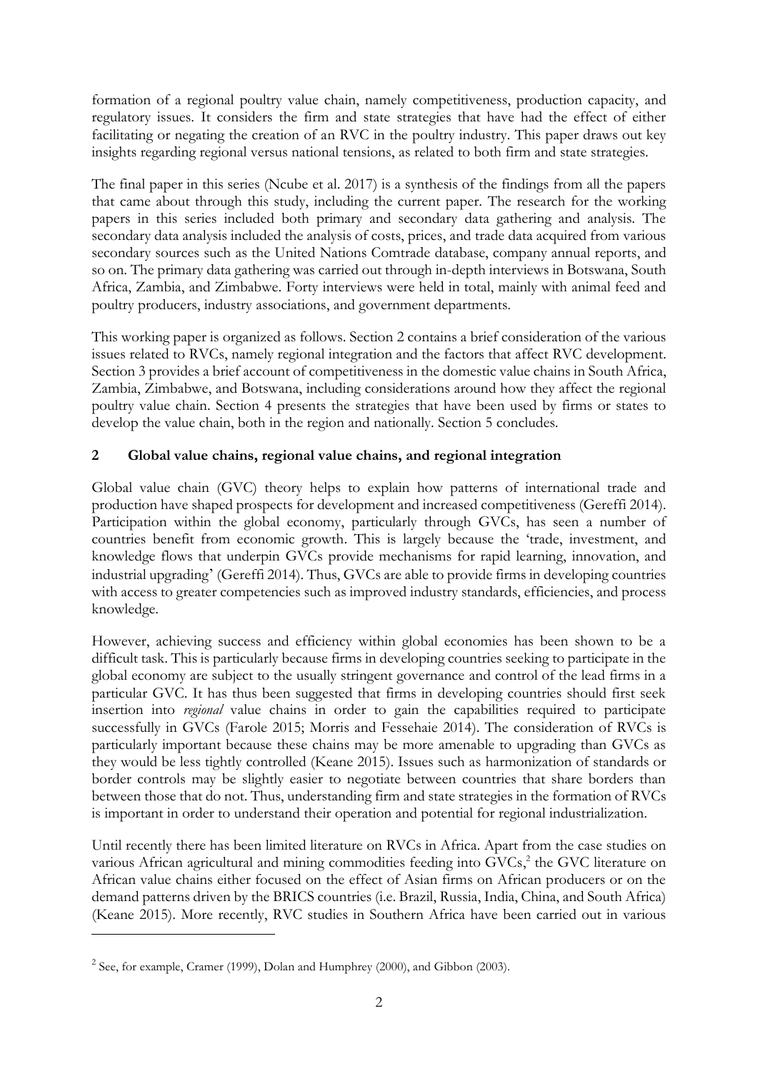formation of a regional poultry value chain, namely competitiveness, production capacity, and regulatory issues. It considers the firm and state strategies that have had the effect of either facilitating or negating the creation of an RVC in the poultry industry. This paper draws out key insights regarding regional versus national tensions, as related to both firm and state strategies.

The final paper in this series (Ncube et al. 2017) is a synthesis of the findings from all the papers that came about through this study, including the current paper. The research for the working papers in this series included both primary and secondary data gathering and analysis. The secondary data analysis included the analysis of costs, prices, and trade data acquired from various secondary sources such as the United Nations Comtrade database, company annual reports, and so on. The primary data gathering was carried out through in-depth interviews in Botswana, South Africa, Zambia, and Zimbabwe. Forty interviews were held in total, mainly with animal feed and poultry producers, industry associations, and government departments.

This working paper is organized as follows. Section 2 contains a brief consideration of the various issues related to RVCs, namely regional integration and the factors that affect RVC development. Section 3 provides a brief account of competitiveness in the domestic value chains in South Africa, Zambia, Zimbabwe, and Botswana, including considerations around how they affect the regional poultry value chain. Section 4 presents the strategies that have been used by firms or states to develop the value chain, both in the region and nationally. Section 5 concludes.

## 2 Global value chains, regional value chains, and regional integration

Global value chain (GVC) theory helps to explain how patterns of international trade and production have shaped prospects for development and increased competitiveness (Gereffi 2014). Participation within the global economy, particularly through GVCs, has seen a number of countries benefit from economic growth. This is largely because the 'trade, investment, and knowledge flows that underpin GVCs provide mechanisms for rapid learning, innovation, and industrial upgrading' (Gereffi 2014). Thus, GVCs are able to provide firms in developing countries with access to greater competencies such as improved industry standards, efficiencies, and process knowledge.

However, achieving success and efficiency within global economies has been shown to be a difficult task. This is particularly because firms in developing countries seeking to participate in the global economy are subject to the usually stringent governance and control of the lead firms in a particular GVC. It has thus been suggested that firms in developing countries should first seek insertion into *regional* value chains in order to gain the capabilities required to participate successfully in GVCs (Farole 2015; Morris and Fessehaie 2014). The consideration of RVCs is particularly important because these chains may be more amenable to upgrading than GVCs as they would be less tightly controlled (Keane 2015). Issues such as harmonization of standards or border controls may be slightly easier to negotiate between countries that share borders than between those that do not. Thus, understanding firm and state strategies in the formation of RVCs is important in order to understand their operation and potential for regional industrialization.

Until recently there has been limited literature on RVCs in Africa. Apart from the case studies on various African agricultural and mining commodities feeding into GVCs,[2] the GVC literature on African value chains either focused on the effect of Asian firms on African producers or on the demand patterns driven by the BRICS countries (i.e. Brazil, Russia, India, China, and South Africa) (Keane 2015). More recently, RVC studies in Southern Africa have been carried out in various

[2] See, for example, Cramer (1999), Dolan and Humphrey (2000), and Gibbon (2003).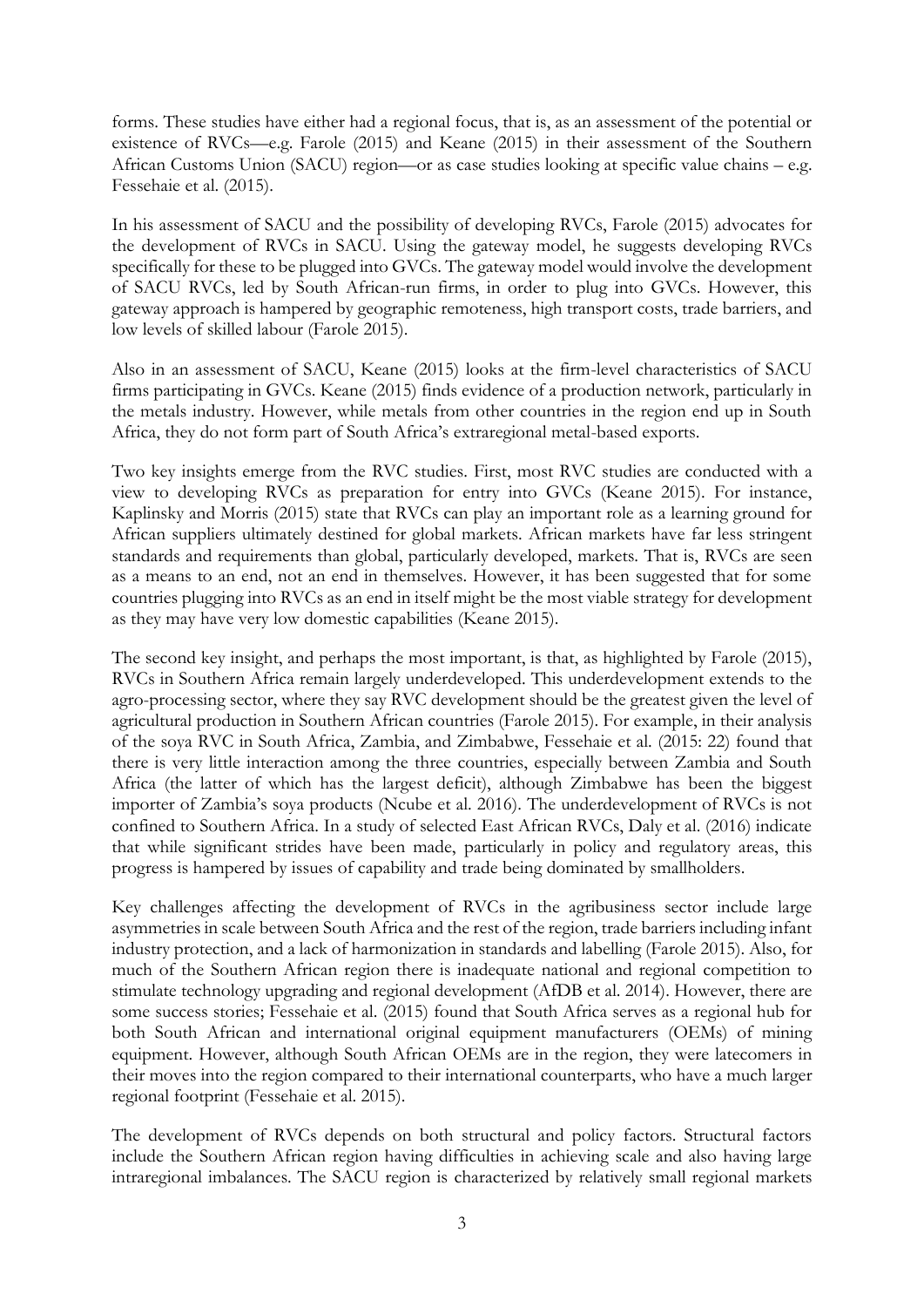forms. These studies have either had a regional focus, that is, as an assessment of the potential or existence of RVCs—e.g. Farole (2015) and Keane (2015) in their assessment of the Southern African Customs Union (SACU) region—or as case studies looking at specific value chains – e.g. Fessehaie et al. (2015).

In his assessment of SACU and the possibility of developing RVCs, Farole (2015) advocates for the development of RVCs in SACU. Using the gateway model, he suggests developing RVCs specifically for these to be plugged into GVCs. The gateway model would involve the development of SACU RVCs, led by South African-run firms, in order to plug into GVCs. However, this gateway approach is hampered by geographic remoteness, high transport costs, trade barriers, and low levels of skilled labour (Farole 2015).

Also in an assessment of SACU, Keane (2015) looks at the firm-level characteristics of SACU firms participating in GVCs. Keane (2015) finds evidence of a production network, particularly in the metals industry. However, while metals from other countries in the region end up in South Africa, they do not form part of South Africa's extraregional metal-based exports.

Two key insights emerge from the RVC studies. First, most RVC studies are conducted with a view to developing RVCs as preparation for entry into GVCs (Keane 2015). For instance, Kaplinsky and Morris (2015) state that RVCs can play an important role as a learning ground for African suppliers ultimately destined for global markets. African markets have far less stringent standards and requirements than global, particularly developed, markets. That is, RVCs are seen as a means to an end, not an end in themselves. However, it has been suggested that for some countries plugging into RVCs as an end in itself might be the most viable strategy for development as they may have very low domestic capabilities (Keane 2015).

The second key insight, and perhaps the most important, is that, as highlighted by Farole (2015), RVCs in Southern Africa remain largely underdeveloped. This underdevelopment extends to the agro-processing sector, where they say RVC development should be the greatest given the level of agricultural production in Southern African countries (Farole 2015). For example, in their analysis of the soya RVC in South Africa, Zambia, and Zimbabwe, Fessehaie et al. (2015: 22) found that there is very little interaction among the three countries, especially between Zambia and South Africa (the latter of which has the largest deficit), although Zimbabwe has been the biggest importer of Zambia's soya products (Ncube et al. 2016). The underdevelopment of RVCs is not confined to Southern Africa. In a study of selected East African RVCs, Daly et al. (2016) indicate that while significant strides have been made, particularly in policy and regulatory areas, this progress is hampered by issues of capability and trade being dominated by smallholders.

Key challenges affecting the development of RVCs in the agribusiness sector include large asymmetries in scale between South Africa and the rest of the region, trade barriers including infant industry protection, and a lack of harmonization in standards and labelling (Farole 2015). Also, for much of the Southern African region there is inadequate national and regional competition to stimulate technology upgrading and regional development (AfDB et al. 2014). However, there are some success stories; Fessehaie et al. (2015) found that South Africa serves as a regional hub for both South African and international original equipment manufacturers (OEMs) of mining equipment. However, although South African OEMs are in the region, they were latecomers in their moves into the region compared to their international counterparts, who have a much larger regional footprint (Fessehaie et al. 2015).

The development of RVCs depends on both structural and policy factors. Structural factors include the Southern African region having difficulties in achieving scale and also having large intraregional imbalances. The SACU region is characterized by relatively small regional markets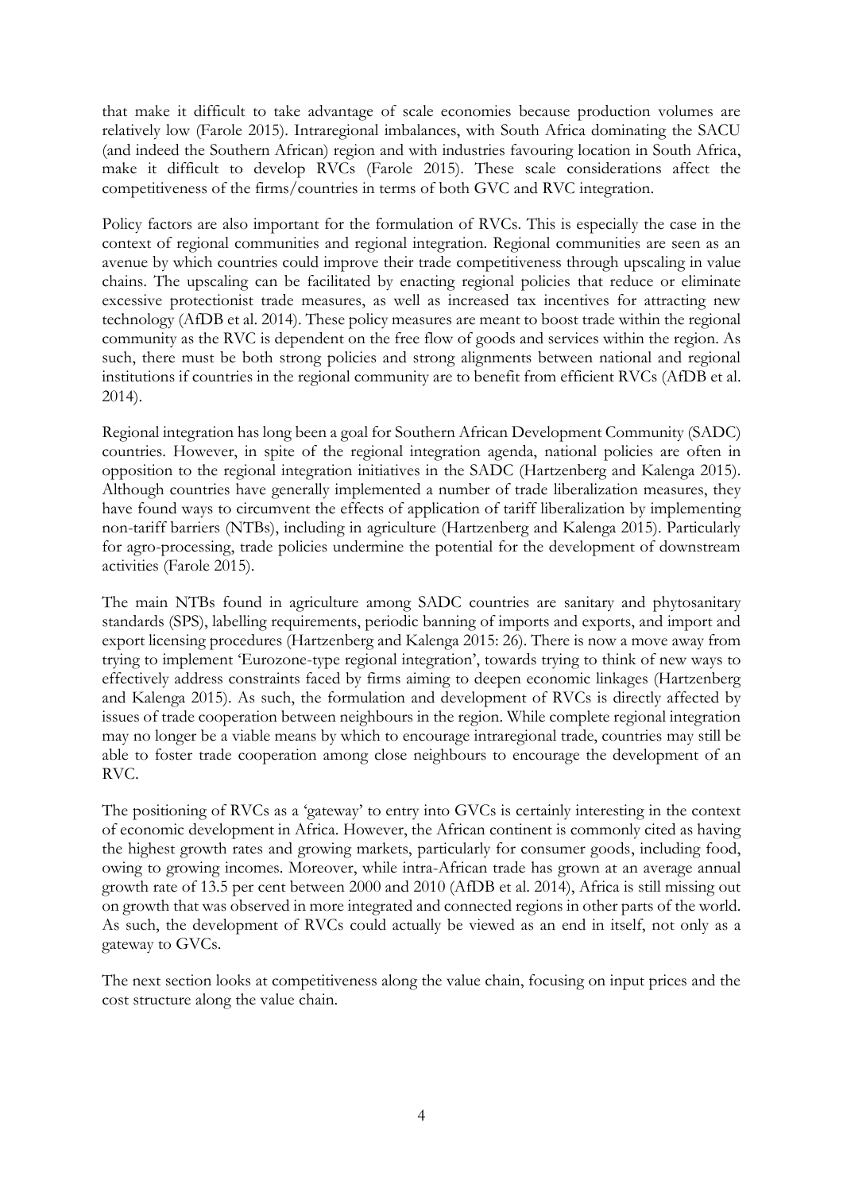that make it difficult to take advantage of scale economies because production volumes are relatively low (Farole 2015). Intraregional imbalances, with South Africa dominating the SACU (and indeed the Southern African) region and with industries favouring location in South Africa, make it difficult to develop RVCs (Farole 2015). These scale considerations affect the competitiveness of the firms/countries in terms of both GVC and RVC integration.

Policy factors are also important for the formulation of RVCs. This is especially the case in the context of regional communities and regional integration. Regional communities are seen as an avenue by which countries could improve their trade competitiveness through upscaling in value chains. The upscaling can be facilitated by enacting regional policies that reduce or eliminate excessive protectionist trade measures, as well as increased tax incentives for attracting new technology (AfDB et al. 2014). These policy measures are meant to boost trade within the regional community as the RVC is dependent on the free flow of goods and services within the region. As such, there must be both strong policies and strong alignments between national and regional institutions if countries in the regional community are to benefit from efficient RVCs (AfDB et al. 2014).

Regional integration has long been a goal for Southern African Development Community (SADC) countries. However, in spite of the regional integration agenda, national policies are often in opposition to the regional integration initiatives in the SADC (Hartzenberg and Kalenga 2015). Although countries have generally implemented a number of trade liberalization measures, they have found ways to circumvent the effects of application of tariff liberalization by implementing non-tariff barriers (NTBs), including in agriculture (Hartzenberg and Kalenga 2015). Particularly for agro-processing, trade policies undermine the potential for the development of downstream activities (Farole 2015).

The main NTBs found in agriculture among SADC countries are sanitary and phytosanitary standards (SPS), labelling requirements, periodic banning of imports and exports, and import and export licensing procedures (Hartzenberg and Kalenga 2015: 26). There is now a move away from trying to implement 'Eurozone-type regional integration', towards trying to think of new ways to effectively address constraints faced by firms aiming to deepen economic linkages (Hartzenberg and Kalenga 2015). As such, the formulation and development of RVCs is directly affected by issues of trade cooperation between neighbours in the region. While complete regional integration may no longer be a viable means by which to encourage intraregional trade, countries may still be able to foster trade cooperation among close neighbours to encourage the development of an RVC.

The positioning of RVCs as a 'gateway' to entry into GVCs is certainly interesting in the context of economic development in Africa. However, the African continent is commonly cited as having the highest growth rates and growing markets, particularly for consumer goods, including food, owing to growing incomes. Moreover, while intra-African trade has grown at an average annual growth rate of 13.5 per cent between 2000 and 2010 (AfDB et al. 2014), Africa is still missing out on growth that was observed in more integrated and connected regions in other parts of the world. As such, the development of RVCs could actually be viewed as an end in itself, not only as a gateway to GVCs.

The next section looks at competitiveness along the value chain, focusing on input prices and the cost structure along the value chain.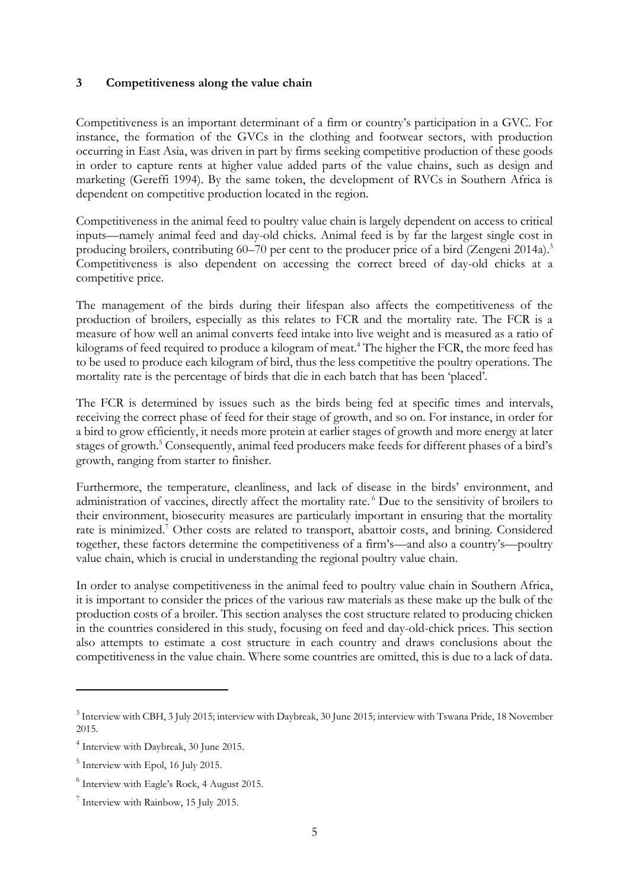## 3 Competitiveness along the value chain

Competitiveness is an important determinant of a firm or country's participation in a GVC. For instance, the formation of the GVCs in the clothing and footwear sectors, with production occurring in East Asia, was driven in part by firms seeking competitive production of these goods in order to capture rents at higher value added parts of the value chains, such as design and marketing (Gereffi 1994). By the same token, the development of RVCs in Southern Africa is dependent on competitive production located in the region.

Competitiveness in the animal feed to poultry value chain is largely dependent on access to critical inputs—namely animal feed and day-old chicks. Animal feed is by far the largest single cost in producing broilers, contributing 60–70 per cent to the producer price of a bird (Zengeni 2014a).[3] Competitiveness is also dependent on accessing the correct breed of day-old chicks at a competitive price.

The management of the birds during their lifespan also affects the competitiveness of the production of broilers, especially as this relates to FCR and the mortality rate. The FCR is a measure of how well an animal converts feed intake into live weight and is measured as a ratio of kilograms of feed required to produce a kilogram of meat.[4] The higher the FCR, the more feed has to be used to produce each kilogram of bird, thus the less competitive the poultry operations. The mortality rate is the percentage of birds that die in each batch that has been 'placed'.

The FCR is determined by issues such as the birds being fed at specific times and intervals, receiving the correct phase of feed for their stage of growth, and so on. For instance, in order for a bird to grow efficiently, it needs more protein at earlier stages of growth and more energy at later stages of growth.[5] Consequently, animal feed producers make feeds for different phases of a bird's growth, ranging from starter to finisher.

Furthermore, the temperature, cleanliness, and lack of disease in the birds' environment, and administration of vaccines, directly affect the mortality rate.[6] Due to the sensitivity of broilers to their environment, biosecurity measures are particularly important in ensuring that the mortality rate is minimized.[7] Other costs are related to transport, abattoir costs, and brining. Considered together, these factors determine the competitiveness of a firm's—and also a country's—poultry value chain, which is crucial in understanding the regional poultry value chain.

In order to analyse competitiveness in the animal feed to poultry value chain in Southern Africa, it is important to consider the prices of the various raw materials as these make up the bulk of the production costs of a broiler. This section analyses the cost structure related to producing chicken in the countries considered in this study, focusing on feed and day-old-chick prices. This section also attempts to estimate a cost structure in each country and draws conclusions about the competitiveness in the value chain. Where some countries are omitted, this is due to a lack of data.

---

[3] Interview with CBH, 3 July 2015; interview with Daybreak, 30 June 2015; interview with Tswana Pride, 18 November 2015.

[4] Interview with Daybreak, 30 June 2015.

[5] Interview with Epol, 16 July 2015.

[6] Interview with Eagle's Rock, 4 August 2015.

[7] Interview with Rainbow, 15 July 2015.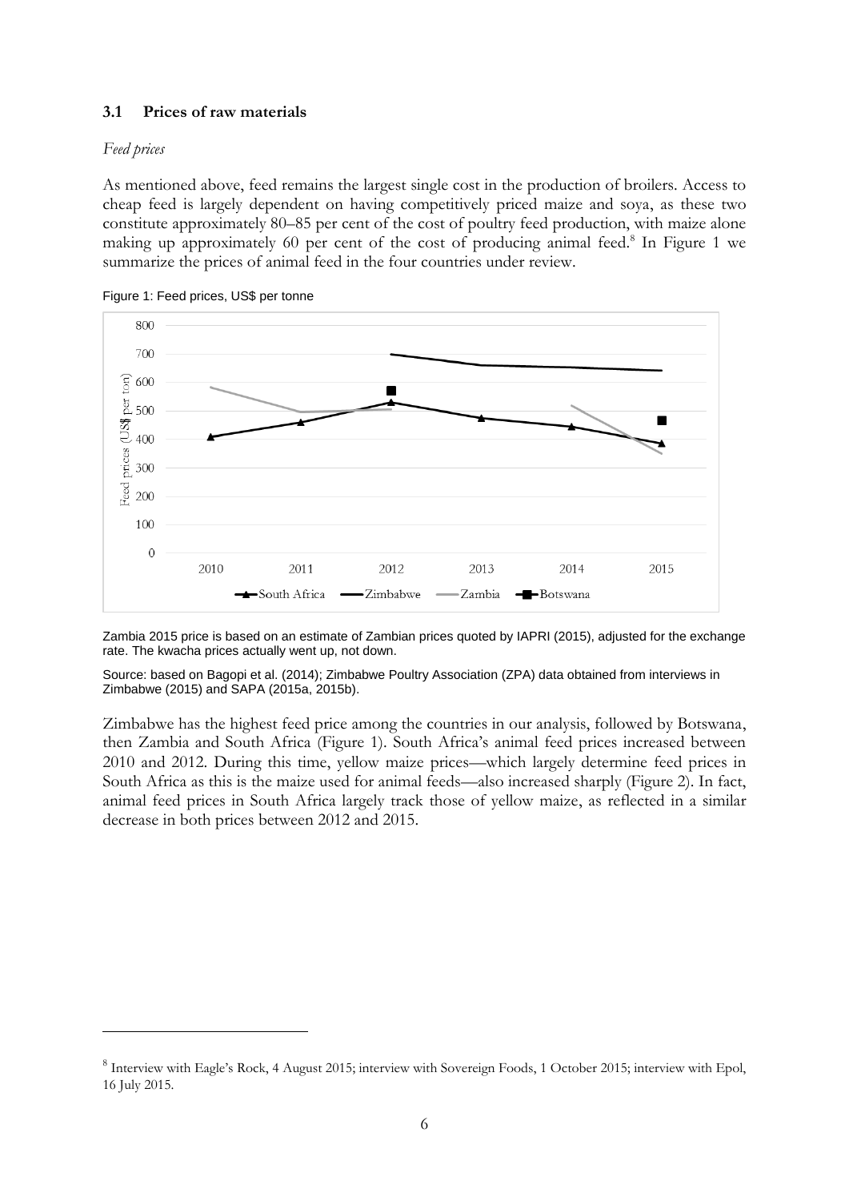### 3.1 Prices of raw materials

*Feed prices*

As mentioned above, feed remains the largest single cost in the production of broilers. Access to cheap feed is largely dependent on having competitively priced maize and soya, as these two constitute approximately 80–85 per cent of the cost of poultry feed production, with maize alone making up approximately 60 per cent of the cost of producing animal feed.[8] In Figure 1 we summarize the prices of animal feed in the four countries under review.

Figure 1: Feed prices, US$ per tonne

Zambia 2015 price is based on an estimate of Zambian prices quoted by IAPRI (2015), adjusted for the exchange rate. The kwacha prices actually went up, not down.

Source: based on Bagopi et al. (2014); Zimbabwe Poultry Association (ZPA) data obtained from interviews in Zimbabwe (2015) and SAPA (2015a, 2015b).

Zimbabwe has the highest feed price among the countries in our analysis, followed by Botswana, then Zambia and South Africa (Figure 1). South Africa's animal feed prices increased between 2010 and 2012. During this time, yellow maize prices—which largely determine feed prices in South Africa as this is the maize used for animal feeds—also increased sharply (Figure 2). In fact, animal feed prices in South Africa largely track those of yellow maize, as reflected in a similar decrease in both prices between 2012 and 2015.

[8] Interview with Eagle's Rock, 4 August 2015; interview with Sovereign Foods, 1 October 2015; interview with Epol, 16 July 2015.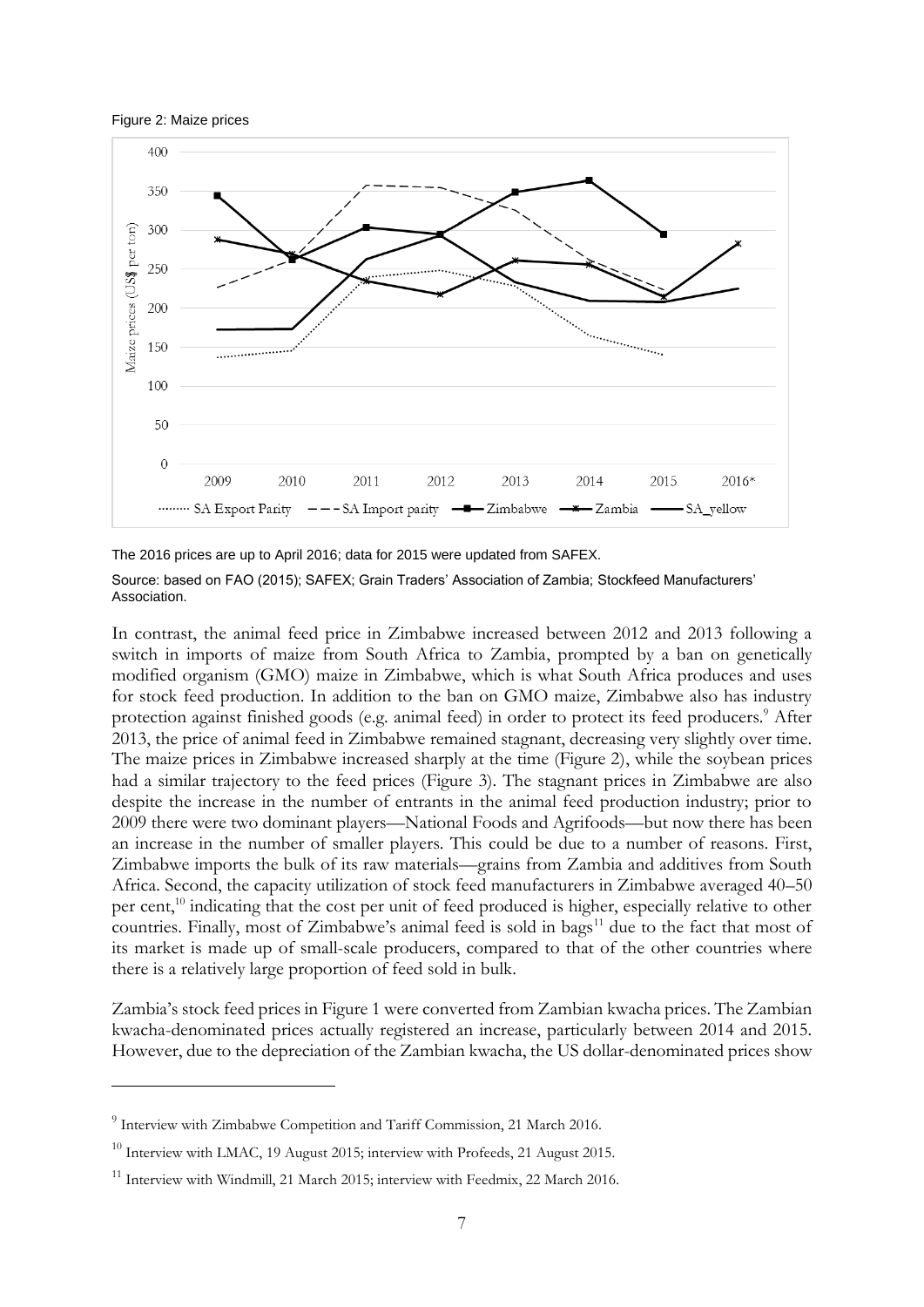Figure 2: Maize prices

The 2016 prices are up to April 2016; data for 2015 were updated from SAFEX.

Source: based on FAO (2015); SAFEX; Grain Traders' Association of Zambia; Stockfeed Manufacturers' Association.

In contrast, the animal feed price in Zimbabwe increased between 2012 and 2013 following a switch in imports of maize from South Africa to Zambia, prompted by a ban on genetically modified organism (GMO) maize in Zimbabwe, which is what South Africa produces and uses for stock feed production. In addition to the ban on GMO maize, Zimbabwe also has industry protection against finished goods (e.g. animal feed) in order to protect its feed producers.[9] After 2013, the price of animal feed in Zimbabwe remained stagnant, decreasing very slightly over time. The maize prices in Zimbabwe increased sharply at the time (Figure 2), while the soybean prices had a similar trajectory to the feed prices (Figure 3). The stagnant prices in Zimbabwe are also despite the increase in the number of entrants in the animal feed production industry; prior to 2009 there were two dominant players—National Foods and Agrifoods—but now there has been an increase in the number of smaller players. This could be due to a number of reasons. First, Zimbabwe imports the bulk of its raw materials—grains from Zambia and additives from South Africa. Second, the capacity utilization of stock feed manufacturers in Zimbabwe averaged 40–50 per cent,[10] indicating that the cost per unit of feed produced is higher, especially relative to other countries. Finally, most of Zimbabwe's animal feed is sold in bags[11] due to the fact that most of its market is made up of small-scale producers, compared to that of the other countries where there is a relatively large proportion of feed sold in bulk.

Zambia's stock feed prices in Figure 1 were converted from Zambian kwacha prices. The Zambian kwacha-denominated prices actually registered an increase, particularly between 2014 and 2015. However, due to the depreciation of the Zambian kwacha, the US dollar-denominated prices show

[9] Interview with Zimbabwe Competition and Tariff Commission, 21 March 2016.

[10] Interview with LMAC, 19 August 2015; interview with Profeeds, 21 August 2015.

[11] Interview with Windmill, 21 March 2015; interview with Feedmix, 22 March 2016.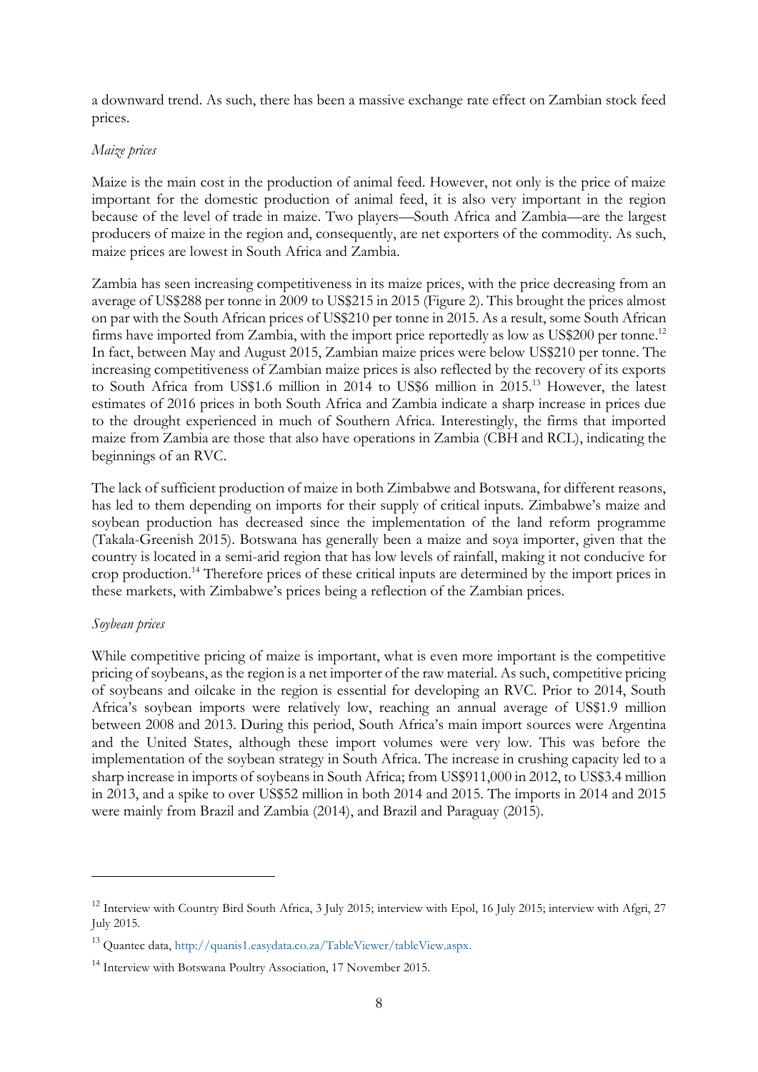a downward trend. As such, there has been a massive exchange rate effect on Zambian stock feed prices.

*Maize prices*

Maize is the main cost in the production of animal feed. However, not only is the price of maize important for the domestic production of animal feed, it is also very important in the region because of the level of trade in maize. Two players—South Africa and Zambia—are the largest producers of maize in the region and, consequently, are net exporters of the commodity. As such, maize prices are lowest in South Africa and Zambia.

Zambia has seen increasing competitiveness in its maize prices, with the price decreasing from an average of US$288 per tonne in 2009 to US$215 in 2015 (Figure 2). This brought the prices almost on par with the South African prices of US$210 per tonne in 2015. As a result, some South African firms have imported from Zambia, with the import price reportedly as low as US$200 per tonne.[12] In fact, between May and August 2015, Zambian maize prices were below US$210 per tonne. The increasing competitiveness of Zambian maize prices is also reflected by the recovery of its exports to South Africa from US$1.6 million in 2014 to US$6 million in 2015.[13] However, the latest estimates of 2016 prices in both South Africa and Zambia indicate a sharp increase in prices due to the drought experienced in much of Southern Africa. Interestingly, the firms that imported maize from Zambia are those that also have operations in Zambia (CBH and RCL), indicating the beginnings of an RVC.

The lack of sufficient production of maize in both Zimbabwe and Botswana, for different reasons, has led to them depending on imports for their supply of critical inputs. Zimbabwe's maize and soybean production has decreased since the implementation of the land reform programme (Takala-Greenish 2015). Botswana has generally been a maize and soya importer, given that the country is located in a semi-arid region that has low levels of rainfall, making it not conducive for crop production.[14] Therefore prices of these critical inputs are determined by the import prices in these markets, with Zimbabwe's prices being a reflection of the Zambian prices.

*Soybean prices*

While competitive pricing of maize is important, what is even more important is the competitive pricing of soybeans, as the region is a net importer of the raw material. As such, competitive pricing of soybeans and oilcake in the region is essential for developing an RVC. Prior to 2014, South Africa's soybean imports were relatively low, reaching an annual average of US$1.9 million between 2008 and 2013. During this period, South Africa's main import sources were Argentina and the United States, although these import volumes were very low. This was before the implementation of the soybean strategy in South Africa. The increase in crushing capacity led to a sharp increase in imports of soybeans in South Africa; from US$911,000 in 2012, to US$3.4 million in 2013, and a spike to over US$52 million in both 2014 and 2015. The imports in 2014 and 2015 were mainly from Brazil and Zambia (2014), and Brazil and Paraguay (2015).

---

[12] Interview with Country Bird South Africa, 3 July 2015; interview with Epol, 16 July 2015; interview with Afgri, 27 July 2015.

[13] Quantec data, http://quanis1.easydata.co.za/TableViewer/tableView.aspx.

[14] Interview with Botswana Poultry Association, 17 November 2015.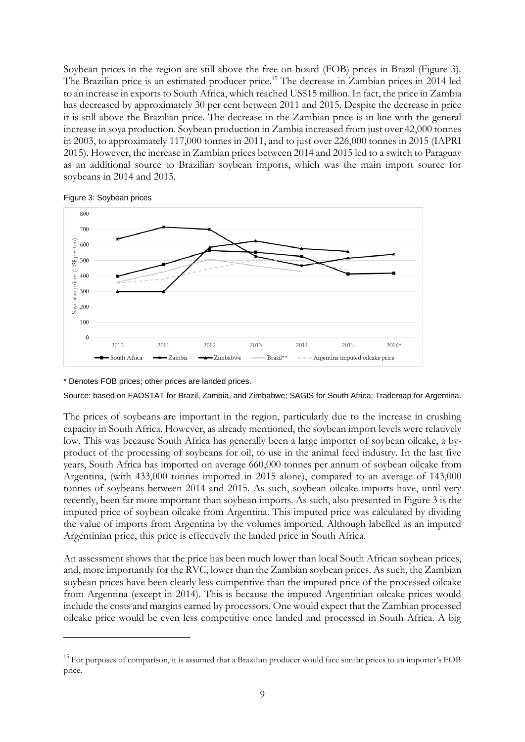Soybean prices in the region are still above the free on board (FOB) prices in Brazil (Figure 3). The Brazilian price is an estimated producer price.[15] The decrease in Zambian prices in 2014 led to an increase in exports to South Africa, which reached US$15 million. In fact, the price in Zambia has decreased by approximately 30 per cent between 2011 and 2015. Despite the decrease in price it is still above the Brazilian price. The decrease in the Zambian price is in line with the general increase in soya production. Soybean production in Zambia increased from just over 42,000 tonnes in 2003, to approximately 117,000 tonnes in 2011, and to just over 226,000 tonnes in 2015 (IAPRI 2015). However, the increase in Zambian prices between 2014 and 2015 led to a switch to Paraguay as an additional source to Brazilian soybean imports, which was the main import source for soybeans in 2014 and 2015.

Figure 3: Soybean prices

\* Denotes FOB prices; other prices are landed prices.

Source: based on FAOSTAT for Brazil, Zambia, and Zimbabwe; SAGIS for South Africa; Trademap for Argentina.

The prices of soybeans are important in the region, particularly due to the increase in crushing capacity in South Africa. However, as already mentioned, the soybean import levels were relatively low. This was because South Africa has generally been a large importer of soybean oilcake, a by-product of the processing of soybeans for oil, to use in the animal feed industry. In the last five years, South Africa has imported on average 660,000 tonnes per annum of soybean oilcake from Argentina, (with 433,000 tonnes imported in 2015 alone), compared to an average of 143,000 tonnes of soybeans between 2014 and 2015. As such, soybean oilcake imports have, until very recently, been far more important than soybean imports. As such, also presented in Figure 3 is the imputed price of soybean oilcake from Argentina. This imputed price was calculated by dividing the value of imports from Argentina by the volumes imported. Although labelled as an imputed Argentinian price, this price is effectively the landed price in South Africa.

An assessment shows that the price has been much lower than local South African soybean prices, and, more importantly for the RVC, lower than the Zambian soybean prices. As such, the Zambian soybean prices have been clearly less competitive than the imputed price of the processed oilcake from Argentina (except in 2014). This is because the imputed Argentinian oilcake prices would include the costs and margins earned by processors. One would expect that the Zambian processed oilcake price would be even less competitive once landed and processed in South Africa. A big

[15] For purposes of comparison, it is assumed that a Brazilian producer would face similar prices to an importer's FOB price.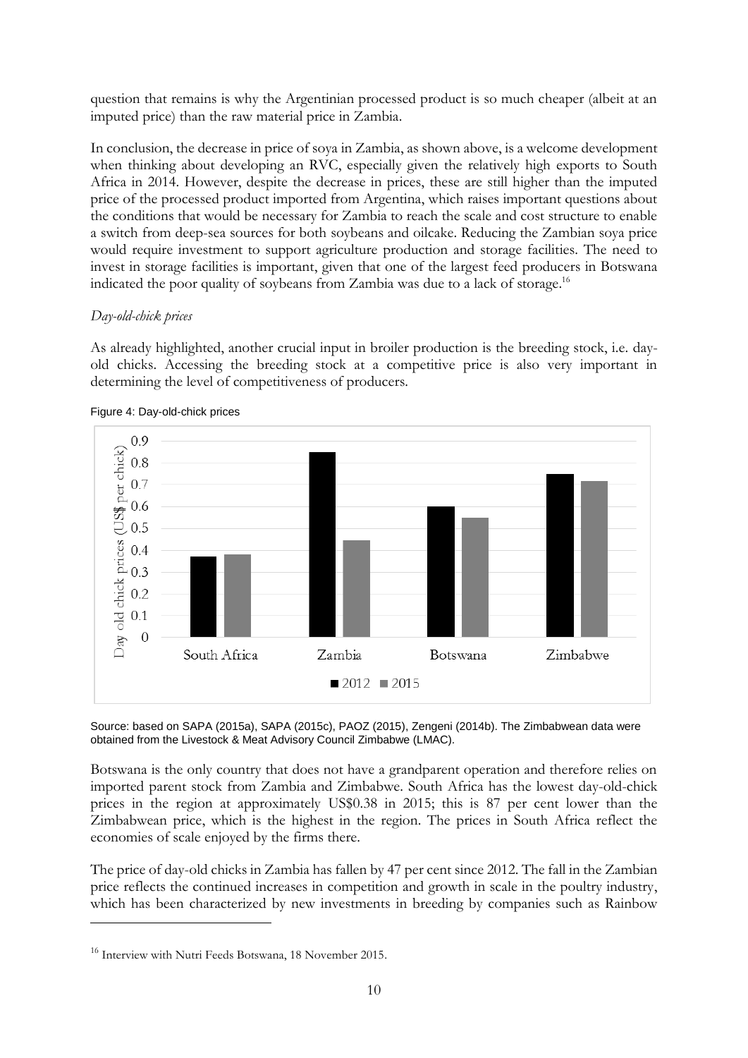question that remains is why the Argentinian processed product is so much cheaper (albeit at an imputed price) than the raw material price in Zambia.

In conclusion, the decrease in price of soya in Zambia, as shown above, is a welcome development when thinking about developing an RVC, especially given the relatively high exports to South Africa in 2014. However, despite the decrease in prices, these are still higher than the imputed price of the processed product imported from Argentina, which raises important questions about the conditions that would be necessary for Zambia to reach the scale and cost structure to enable a switch from deep-sea sources for both soybeans and oilcake. Reducing the Zambian soya price would require investment to support agriculture production and storage facilities. The need to invest in storage facilities is important, given that one of the largest feed producers in Botswana indicated the poor quality of soybeans from Zambia was due to a lack of storage.[16]

*Day-old-chick prices*

As already highlighted, another crucial input in broiler production is the breeding stock, i.e. day-old chicks. Accessing the breeding stock at a competitive price is also very important in determining the level of competitiveness of producers.

Figure 4: Day-old-chick prices

Source: based on SAPA (2015a), SAPA (2015c), PAOZ (2015), Zengeni (2014b). The Zimbabwean data were obtained from the Livestock & Meat Advisory Council Zimbabwe (LMAC).

Botswana is the only country that does not have a grandparent operation and therefore relies on imported parent stock from Zambia and Zimbabwe. South Africa has the lowest day-old-chick prices in the region at approximately US$0.38 in 2015; this is 87 per cent lower than the Zimbabwean price, which is the highest in the region. The prices in South Africa reflect the economies of scale enjoyed by the firms there.

The price of day-old chicks in Zambia has fallen by 47 per cent since 2012. The fall in the Zambian price reflects the continued increases in competition and growth in scale in the poultry industry, which has been characterized by new investments in breeding by companies such as Rainbow

[16] Interview with Nutri Feeds Botswana, 18 November 2015.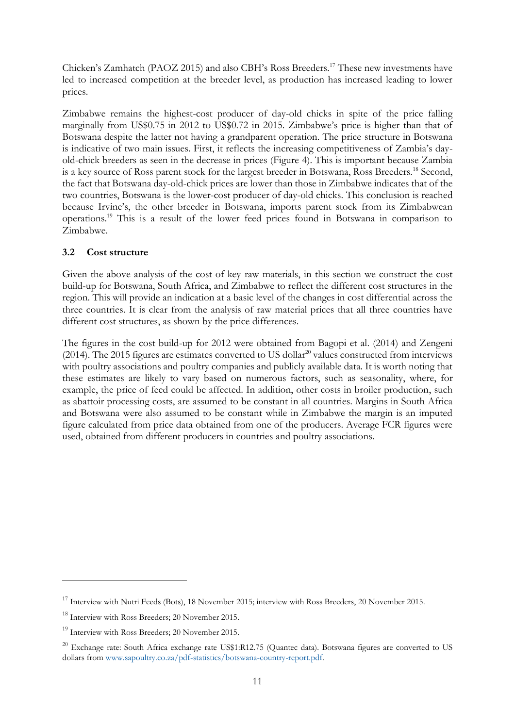Chicken's Zamhatch (PAOZ 2015) and also CBH's Ross Breeders.[17] These new investments have led to increased competition at the breeder level, as production has increased leading to lower prices.

Zimbabwe remains the highest-cost producer of day-old chicks in spite of the price falling marginally from US$0.75 in 2012 to US$0.72 in 2015. Zimbabwe's price is higher than that of Botswana despite the latter not having a grandparent operation. The price structure in Botswana is indicative of two main issues. First, it reflects the increasing competitiveness of Zambia's day-old-chick breeders as seen in the decrease in prices (Figure 4). This is important because Zambia is a key source of Ross parent stock for the largest breeder in Botswana, Ross Breeders.[18] Second, the fact that Botswana day-old-chick prices are lower than those in Zimbabwe indicates that of the two countries, Botswana is the lower-cost producer of day-old chicks. This conclusion is reached because Irvine's, the other breeder in Botswana, imports parent stock from its Zimbabwean operations.[19] This is a result of the lower feed prices found in Botswana in comparison to Zimbabwe.

### 3.2 Cost structure

Given the above analysis of the cost of key raw materials, in this section we construct the cost build-up for Botswana, South Africa, and Zimbabwe to reflect the different cost structures in the region. This will provide an indication at a basic level of the changes in cost differential across the three countries. It is clear from the analysis of raw material prices that all three countries have different cost structures, as shown by the price differences.

The figures in the cost build-up for 2012 were obtained from Bagopi et al. (2014) and Zengeni (2014). The 2015 figures are estimates converted to US dollar[20] values constructed from interviews with poultry associations and poultry companies and publicly available data. It is worth noting that these estimates are likely to vary based on numerous factors, such as seasonality, where, for example, the price of feed could be affected. In addition, other costs in broiler production, such as abattoir processing costs, are assumed to be constant in all countries. Margins in South Africa and Botswana were also assumed to be constant while in Zimbabwe the margin is an imputed figure calculated from price data obtained from one of the producers. Average FCR figures were used, obtained from different producers in countries and poultry associations.

---

[17] Interview with Nutri Feeds (Bots), 18 November 2015; interview with Ross Breeders, 20 November 2015.

[18] Interview with Ross Breeders; 20 November 2015.

[19] Interview with Ross Breeders; 20 November 2015.

[20] Exchange rate: South Africa exchange rate US$1:R12.75 (Quantec data). Botswana figures are converted to US dollars from www.sapoultry.co.za/pdf-statistics/botswana-country-report.pdf.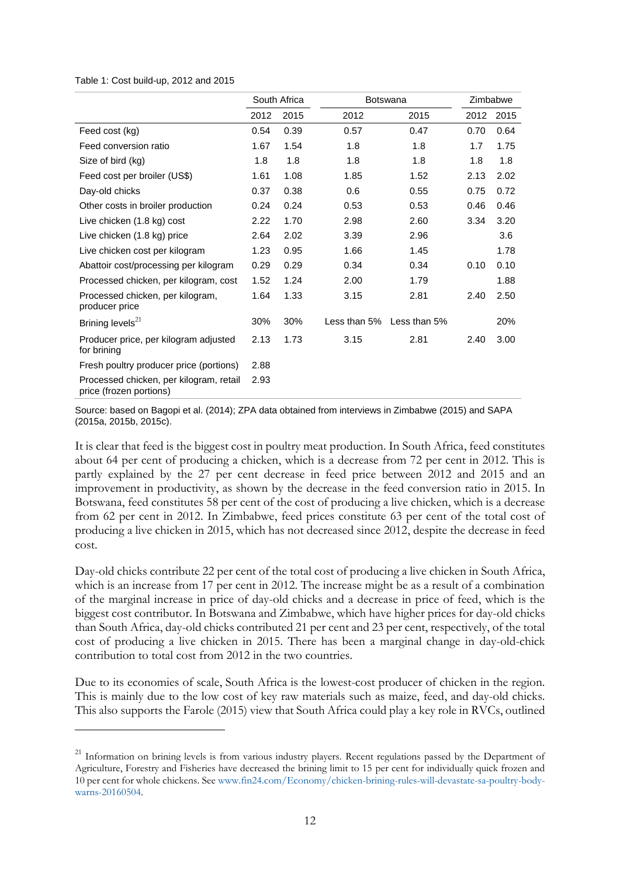Table 1: Cost build-up, 2012 and 2015

| | South Africa | | Botswana | | Zimbabwe | |
|---|---|---|---|---|---|---|
| | 2012 | 2015 | 2012 | 2015 | 2012 | 2015 |
| Feed cost (kg) | 0.54 | 0.39 | 0.57 | 0.47 | 0.70 | 0.64 |
| Feed conversion ratio | 1.67 | 1.54 | 1.8 | 1.8 | 1.7 | 1.75 |
| Size of bird (kg) | 1.8 | 1.8 | 1.8 | 1.8 | 1.8 | 1.8 |
| Feed cost per broiler (US$) | 1.61 | 1.08 | 1.85 | 1.52 | 2.13 | 2.02 |
| Day-old chicks | 0.37 | 0.38 | 0.6 | 0.55 | 0.75 | 0.72 |
| Other costs in broiler production | 0.24 | 0.24 | 0.53 | 0.53 | 0.46 | 0.46 |
| Live chicken (1.8 kg) cost | 2.22 | 1.70 | 2.98 | 2.60 | 3.34 | 3.20 |
| Live chicken (1.8 kg) price | 2.64 | 2.02 | 3.39 | 2.96 | | 3.6 |
| Live chicken cost per kilogram | 1.23 | 0.95 | 1.66 | 1.45 | | 1.78 |
| Abattoir cost/processing per kilogram | 0.29 | 0.29 | 0.34 | 0.34 | 0.10 | 0.10 |
| Processed chicken, per kilogram, cost | 1.52 | 1.24 | 2.00 | 1.79 | | 1.88 |
| Processed chicken, per kilogram, producer price | 1.64 | 1.33 | 3.15 | 2.81 | 2.40 | 2.50 |
| Brining levels[21] | 30% | 30% | Less than 5% | Less than 5% | | 20% |
| Producer price, per kilogram adjusted for brining | 2.13 | 1.73 | 3.15 | 2.81 | 2.40 | 3.00 |
| Fresh poultry producer price (portions) | 2.88 | | | | | |
| Processed chicken, per kilogram, retail price (frozen portions) | 2.93 | | | | | |

Source: based on Bagopi et al. (2014); ZPA data obtained from interviews in Zimbabwe (2015) and SAPA (2015a, 2015b, 2015c).

It is clear that feed is the biggest cost in poultry meat production. In South Africa, feed constitutes about 64 per cent of producing a chicken, which is a decrease from 72 per cent in 2012. This is partly explained by the 27 per cent decrease in feed price between 2012 and 2015 and an improvement in productivity, as shown by the decrease in the feed conversion ratio in 2015. In Botswana, feed constitutes 58 per cent of the cost of producing a live chicken, which is a decrease from 62 per cent in 2012. In Zimbabwe, feed prices constitute 63 per cent of the total cost of producing a live chicken in 2015, which has not decreased since 2012, despite the decrease in feed cost.

Day-old chicks contribute 22 per cent of the total cost of producing a live chicken in South Africa, which is an increase from 17 per cent in 2012. The increase might be as a result of a combination of the marginal increase in price of day-old chicks and a decrease in price of feed, which is the biggest cost contributor. In Botswana and Zimbabwe, which have higher prices for day-old chicks than South Africa, day-old chicks contributed 21 per cent and 23 per cent, respectively, of the total cost of producing a live chicken in 2015. There has been a marginal change in day-old-chick contribution to total cost from 2012 in the two countries.

Due to its economies of scale, South Africa is the lowest-cost producer of chicken in the region. This is mainly due to the low cost of key raw materials such as maize, feed, and day-old chicks. This also supports the Farole (2015) view that South Africa could play a key role in RVCs, outlined

[21] Information on brining levels is from various industry players. Recent regulations passed by the Department of Agriculture, Forestry and Fisheries have decreased the brining limit to 15 per cent for individually quick frozen and 10 per cent for whole chickens. See www.fin24.com/Economy/chicken-brining-rules-will-devastate-sa-poultry-body-warns-20160504.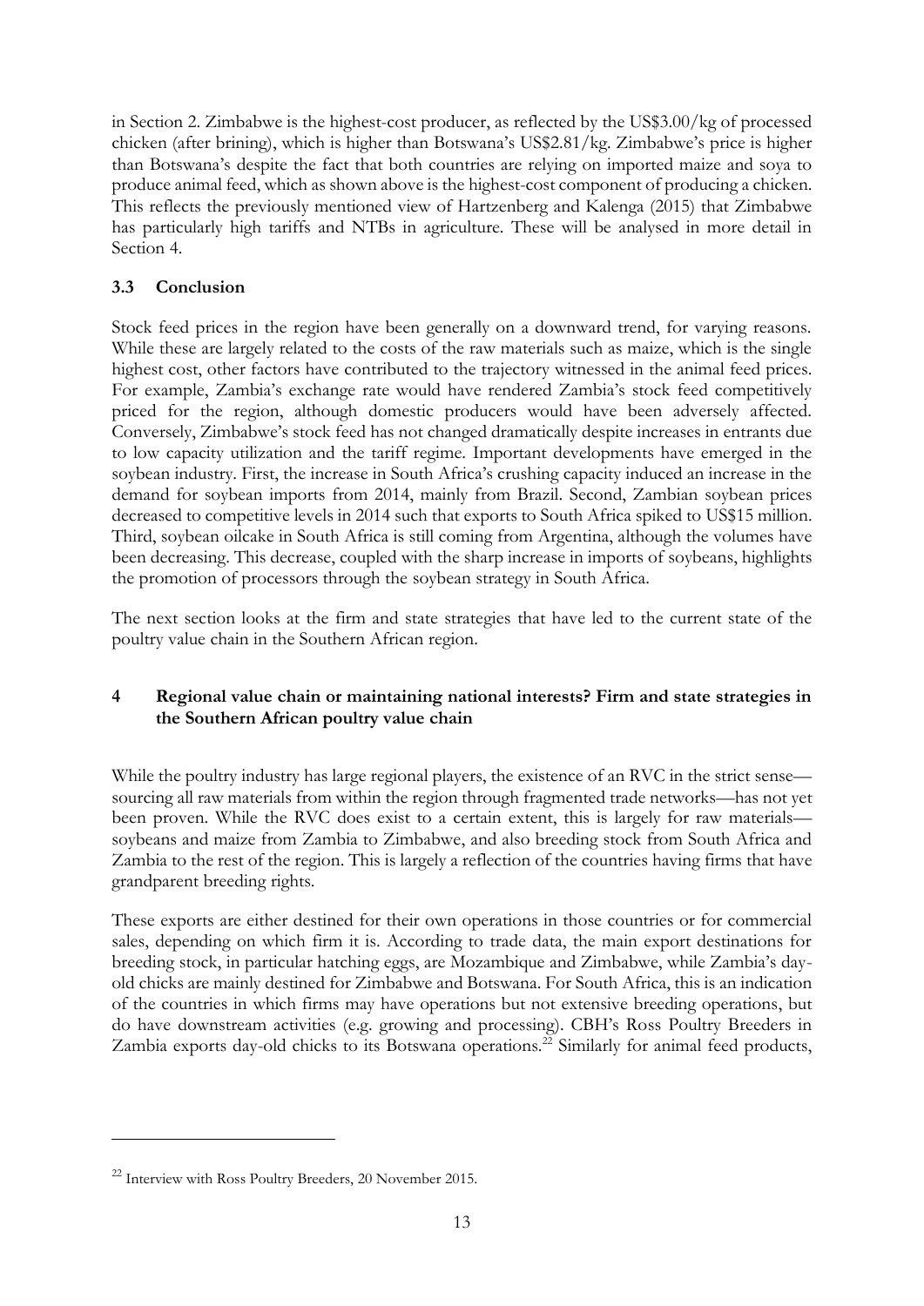in Section 2. Zimbabwe is the highest-cost producer, as reflected by the US$3.00/kg of processed chicken (after brining), which is higher than Botswana's US$2.81/kg. Zimbabwe's price is higher than Botswana's despite the fact that both countries are relying on imported maize and soya to produce animal feed, which as shown above is the highest-cost component of producing a chicken. This reflects the previously mentioned view of Hartzenberg and Kalenga (2015) that Zimbabwe has particularly high tariffs and NTBs in agriculture. These will be analysed in more detail in Section 4.

### 3.3 Conclusion

Stock feed prices in the region have been generally on a downward trend, for varying reasons. While these are largely related to the costs of the raw materials such as maize, which is the single highest cost, other factors have contributed to the trajectory witnessed in the animal feed prices. For example, Zambia's exchange rate would have rendered Zambia's stock feed competitively priced for the region, although domestic producers would have been adversely affected. Conversely, Zimbabwe's stock feed has not changed dramatically despite increases in entrants due to low capacity utilization and the tariff regime. Important developments have emerged in the soybean industry. First, the increase in South Africa's crushing capacity induced an increase in the demand for soybean imports from 2014, mainly from Brazil. Second, Zambian soybean prices decreased to competitive levels in 2014 such that exports to South Africa spiked to US$15 million. Third, soybean oilcake in South Africa is still coming from Argentina, although the volumes have been decreasing. This decrease, coupled with the sharp increase in imports of soybeans, highlights the promotion of processors through the soybean strategy in South Africa.

The next section looks at the firm and state strategies that have led to the current state of the poultry value chain in the Southern African region.

## 4 Regional value chain or maintaining national interests? Firm and state strategies in the Southern African poultry value chain

While the poultry industry has large regional players, the existence of an RVC in the strict sense—sourcing all raw materials from within the region through fragmented trade networks—has not yet been proven. While the RVC does exist to a certain extent, this is largely for raw materials—soybeans and maize from Zambia to Zimbabwe, and also breeding stock from South Africa and Zambia to the rest of the region. This is largely a reflection of the countries having firms that have grandparent breeding rights.

These exports are either destined for their own operations in those countries or for commercial sales, depending on which firm it is. According to trade data, the main export destinations for breeding stock, in particular hatching eggs, are Mozambique and Zimbabwe, while Zambia's day-old chicks are mainly destined for Zimbabwe and Botswana. For South Africa, this is an indication of the countries in which firms may have operations but not extensive breeding operations, but do have downstream activities (e.g. growing and processing). CBH's Ross Poultry Breeders in Zambia exports day-old chicks to its Botswana operations.[22] Similarly for animal feed products,

[22] Interview with Ross Poultry Breeders, 20 November 2015.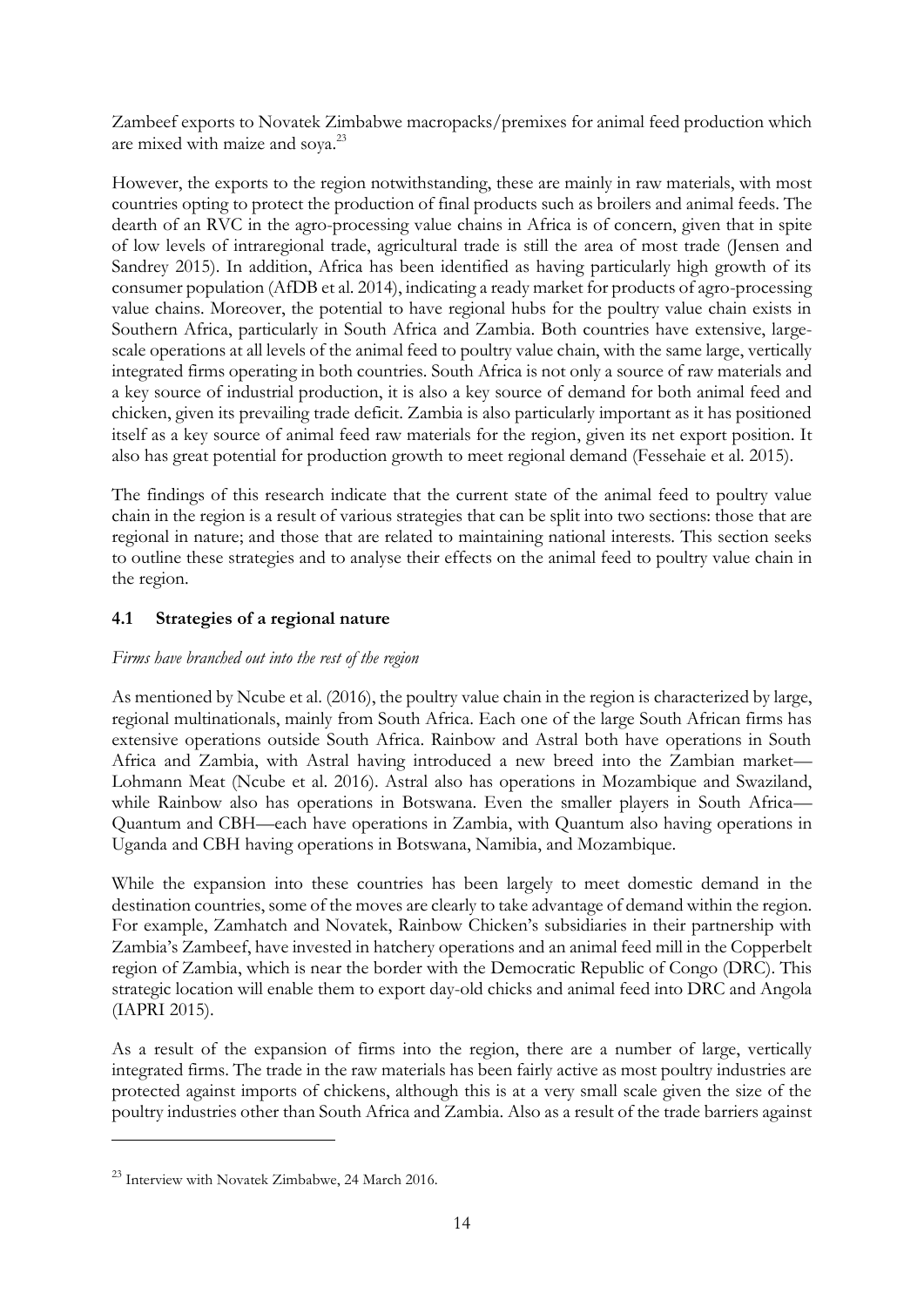Zambeef exports to Novatek Zimbabwe macropacks/premixes for animal feed production which are mixed with maize and soya.[23]

However, the exports to the region notwithstanding, these are mainly in raw materials, with most countries opting to protect the production of final products such as broilers and animal feeds. The dearth of an RVC in the agro-processing value chains in Africa is of concern, given that in spite of low levels of intraregional trade, agricultural trade is still the area of most trade (Jensen and Sandrey 2015). In addition, Africa has been identified as having particularly high growth of its consumer population (AfDB et al. 2014), indicating a ready market for products of agro-processing value chains. Moreover, the potential to have regional hubs for the poultry value chain exists in Southern Africa, particularly in South Africa and Zambia. Both countries have extensive, large-scale operations at all levels of the animal feed to poultry value chain, with the same large, vertically integrated firms operating in both countries. South Africa is not only a source of raw materials and a key source of industrial production, it is also a key source of demand for both animal feed and chicken, given its prevailing trade deficit. Zambia is also particularly important as it has positioned itself as a key source of animal feed raw materials for the region, given its net export position. It also has great potential for production growth to meet regional demand (Fessehaie et al. 2015).

The findings of this research indicate that the current state of the animal feed to poultry value chain in the region is a result of various strategies that can be split into two sections: those that are regional in nature; and those that are related to maintaining national interests. This section seeks to outline these strategies and to analyse their effects on the animal feed to poultry value chain in the region.

### 4.1 Strategies of a regional nature

*Firms have branched out into the rest of the region*

As mentioned by Ncube et al. (2016), the poultry value chain in the region is characterized by large, regional multinationals, mainly from South Africa. Each one of the large South African firms has extensive operations outside South Africa. Rainbow and Astral both have operations in South Africa and Zambia, with Astral having introduced a new breed into the Zambian market—Lohmann Meat (Ncube et al. 2016). Astral also has operations in Mozambique and Swaziland, while Rainbow also has operations in Botswana. Even the smaller players in South Africa—Quantum and CBH—each have operations in Zambia, with Quantum also having operations in Uganda and CBH having operations in Botswana, Namibia, and Mozambique.

While the expansion into these countries has been largely to meet domestic demand in the destination countries, some of the moves are clearly to take advantage of demand within the region. For example, Zamhatch and Novatek, Rainbow Chicken's subsidiaries in their partnership with Zambia's Zambeef, have invested in hatchery operations and an animal feed mill in the Copperbelt region of Zambia, which is near the border with the Democratic Republic of Congo (DRC). This strategic location will enable them to export day-old chicks and animal feed into DRC and Angola (IAPRI 2015).

As a result of the expansion of firms into the region, there are a number of large, vertically integrated firms. The trade in the raw materials has been fairly active as most poultry industries are protected against imports of chickens, although this is at a very small scale given the size of the poultry industries other than South Africa and Zambia. Also as a result of the trade barriers against

---

[23] Interview with Novatek Zimbabwe, 24 March 2016.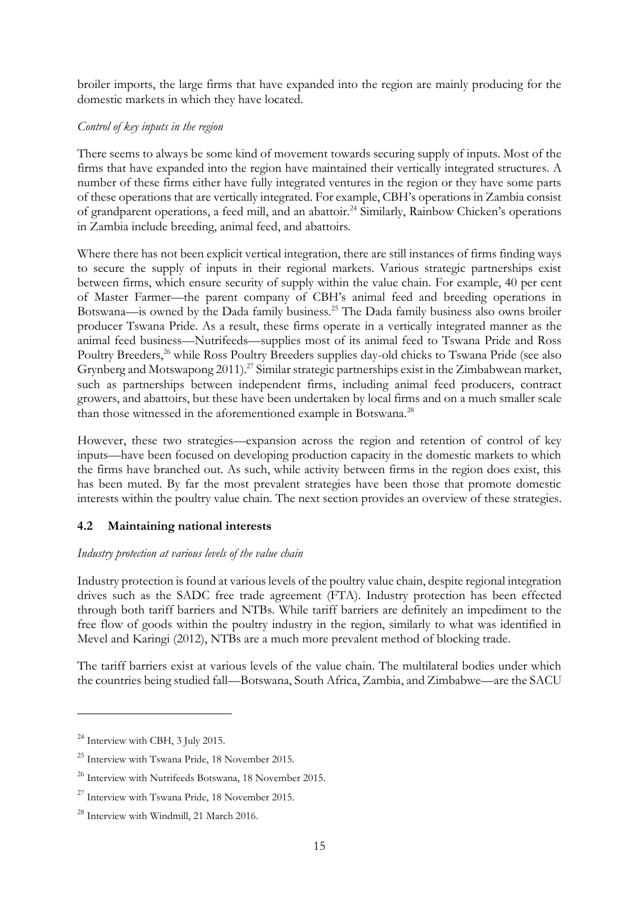broiler imports, the large firms that have expanded into the region are mainly producing for the domestic markets in which they have located.

*Control of key inputs in the region*

There seems to always be some kind of movement towards securing supply of inputs. Most of the firms that have expanded into the region have maintained their vertically integrated structures. A number of these firms either have fully integrated ventures in the region or they have some parts of these operations that are vertically integrated. For example, CBH's operations in Zambia consist of grandparent operations, a feed mill, and an abattoir.[24] Similarly, Rainbow Chicken's operations in Zambia include breeding, animal feed, and abattoirs.

Where there has not been explicit vertical integration, there are still instances of firms finding ways to secure the supply of inputs in their regional markets. Various strategic partnerships exist between firms, which ensure security of supply within the value chain. For example, 40 per cent of Master Farmer—the parent company of CBH's animal feed and breeding operations in Botswana—is owned by the Dada family business.[25] The Dada family business also owns broiler producer Tswana Pride. As a result, these firms operate in a vertically integrated manner as the animal feed business—Nutrifeeds—supplies most of its animal feed to Tswana Pride and Ross Poultry Breeders,[26] while Ross Poultry Breeders supplies day-old chicks to Tswana Pride (see also Grynberg and Motswapong 2011).[27] Similar strategic partnerships exist in the Zimbabwean market, such as partnerships between independent firms, including animal feed producers, contract growers, and abattoirs, but these have been undertaken by local firms and on a much smaller scale than those witnessed in the aforementioned example in Botswana.[28]

However, these two strategies—expansion across the region and retention of control of key inputs—have been focused on developing production capacity in the domestic markets to which the firms have branched out. As such, while activity between firms in the region does exist, this has been muted. By far the most prevalent strategies have been those that promote domestic interests within the poultry value chain. The next section provides an overview of these strategies.

## 4.2 Maintaining national interests

*Industry protection at various levels of the value chain*

Industry protection is found at various levels of the poultry value chain, despite regional integration drives such as the SADC free trade agreement (FTA). Industry protection has been effected through both tariff barriers and NTBs. While tariff barriers are definitely an impediment to the free flow of goods within the poultry industry in the region, similarly to what was identified in Mevel and Karingi (2012), NTBs are a much more prevalent method of blocking trade.

The tariff barriers exist at various levels of the value chain. The multilateral bodies under which the countries being studied fall—Botswana, South Africa, Zambia, and Zimbabwe—are the SACU

---

[24] Interview with CBH, 3 July 2015.

[25] Interview with Tswana Pride, 18 November 2015.

[26] Interview with Nutrifeeds Botswana, 18 November 2015.

[27] Interview with Tswana Pride, 18 November 2015.

[28] Interview with Windmill, 21 March 2016.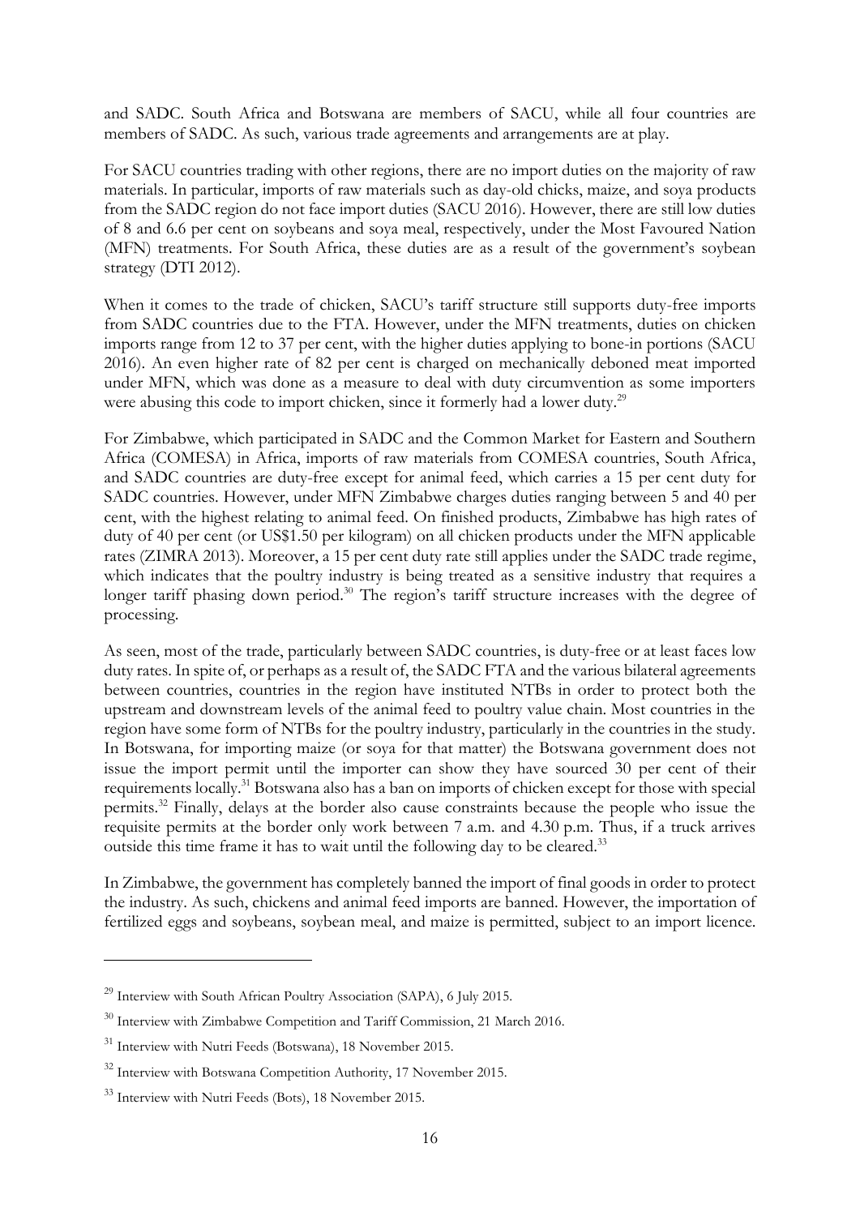and SADC. South Africa and Botswana are members of SACU, while all four countries are members of SADC. As such, various trade agreements and arrangements are at play.

For SACU countries trading with other regions, there are no import duties on the majority of raw materials. In particular, imports of raw materials such as day-old chicks, maize, and soya products from the SADC region do not face import duties (SACU 2016). However, there are still low duties of 8 and 6.6 per cent on soybeans and soya meal, respectively, under the Most Favoured Nation (MFN) treatments. For South Africa, these duties are as a result of the government's soybean strategy (DTI 2012).

When it comes to the trade of chicken, SACU's tariff structure still supports duty-free imports from SADC countries due to the FTA. However, under the MFN treatments, duties on chicken imports range from 12 to 37 per cent, with the higher duties applying to bone-in portions (SACU 2016). An even higher rate of 82 per cent is charged on mechanically deboned meat imported under MFN, which was done as a measure to deal with duty circumvention as some importers were abusing this code to import chicken, since it formerly had a lower duty.[29]

For Zimbabwe, which participated in SADC and the Common Market for Eastern and Southern Africa (COMESA) in Africa, imports of raw materials from COMESA countries, South Africa, and SADC countries are duty-free except for animal feed, which carries a 15 per cent duty for SADC countries. However, under MFN Zimbabwe charges duties ranging between 5 and 40 per cent, with the highest relating to animal feed. On finished products, Zimbabwe has high rates of duty of 40 per cent (or US$1.50 per kilogram) on all chicken products under the MFN applicable rates (ZIMRA 2013). Moreover, a 15 per cent duty rate still applies under the SADC trade regime, which indicates that the poultry industry is being treated as a sensitive industry that requires a longer tariff phasing down period.[30] The region's tariff structure increases with the degree of processing.

As seen, most of the trade, particularly between SADC countries, is duty-free or at least faces low duty rates. In spite of, or perhaps as a result of, the SADC FTA and the various bilateral agreements between countries, countries in the region have instituted NTBs in order to protect both the upstream and downstream levels of the animal feed to poultry value chain. Most countries in the region have some form of NTBs for the poultry industry, particularly in the countries in the study. In Botswana, for importing maize (or soya for that matter) the Botswana government does not issue the import permit until the importer can show they have sourced 30 per cent of their requirements locally.[31] Botswana also has a ban on imports of chicken except for those with special permits.[32] Finally, delays at the border also cause constraints because the people who issue the requisite permits at the border only work between 7 a.m. and 4.30 p.m. Thus, if a truck arrives outside this time frame it has to wait until the following day to be cleared.[33]

In Zimbabwe, the government has completely banned the import of final goods in order to protect the industry. As such, chickens and animal feed imports are banned. However, the importation of fertilized eggs and soybeans, soybean meal, and maize is permitted, subject to an import licence.

---

[29] Interview with South African Poultry Association (SAPA), 6 July 2015.

[30] Interview with Zimbabwe Competition and Tariff Commission, 21 March 2016.

[31] Interview with Nutri Feeds (Botswana), 18 November 2015.

[32] Interview with Botswana Competition Authority, 17 November 2015.

[33] Interview with Nutri Feeds (Bots), 18 November 2015.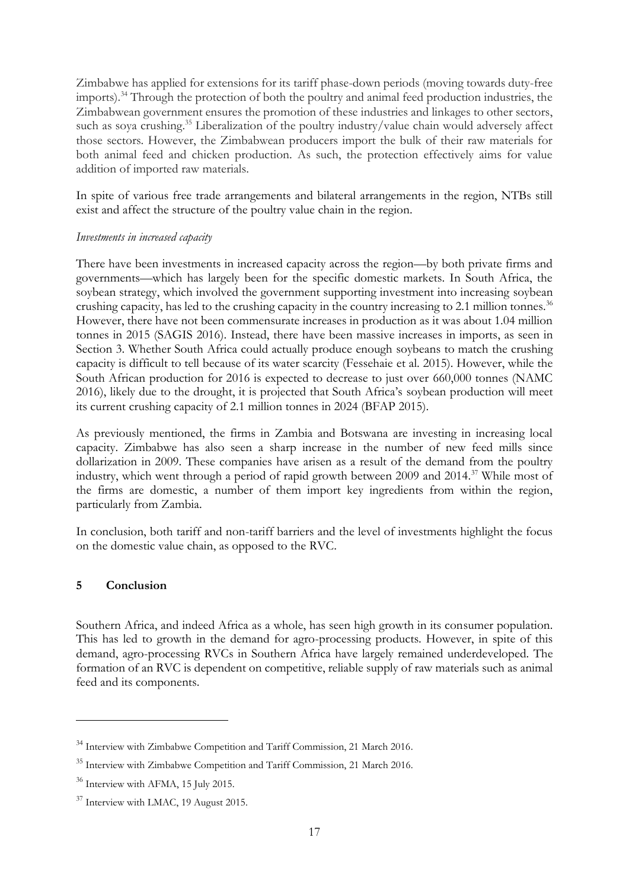Zimbabwe has applied for extensions for its tariff phase-down periods (moving towards duty-free imports).[34] Through the protection of both the poultry and animal feed production industries, the Zimbabwean government ensures the promotion of these industries and linkages to other sectors, such as soya crushing.[35] Liberalization of the poultry industry/value chain would adversely affect those sectors. However, the Zimbabwean producers import the bulk of their raw materials for both animal feed and chicken production. As such, the protection effectively aims for value addition of imported raw materials.

In spite of various free trade arrangements and bilateral arrangements in the region, NTBs still exist and affect the structure of the poultry value chain in the region.

*Investments in increased capacity*

There have been investments in increased capacity across the region—by both private firms and governments—which has largely been for the specific domestic markets. In South Africa, the soybean strategy, which involved the government supporting investment into increasing soybean crushing capacity, has led to the crushing capacity in the country increasing to 2.1 million tonnes.[36] However, there have not been commensurate increases in production as it was about 1.04 million tonnes in 2015 (SAGIS 2016). Instead, there have been massive increases in imports, as seen in Section 3. Whether South Africa could actually produce enough soybeans to match the crushing capacity is difficult to tell because of its water scarcity (Fessehaie et al. 2015). However, while the South African production for 2016 is expected to decrease to just over 660,000 tonnes (NAMC 2016), likely due to the drought, it is projected that South Africa's soybean production will meet its current crushing capacity of 2.1 million tonnes in 2024 (BFAP 2015).

As previously mentioned, the firms in Zambia and Botswana are investing in increasing local capacity. Zimbabwe has also seen a sharp increase in the number of new feed mills since dollarization in 2009. These companies have arisen as a result of the demand from the poultry industry, which went through a period of rapid growth between 2009 and 2014.[37] While most of the firms are domestic, a number of them import key ingredients from within the region, particularly from Zambia.

In conclusion, both tariff and non-tariff barriers and the level of investments highlight the focus on the domestic value chain, as opposed to the RVC.

## 5 Conclusion

Southern Africa, and indeed Africa as a whole, has seen high growth in its consumer population. This has led to growth in the demand for agro-processing products. However, in spite of this demand, agro-processing RVCs in Southern Africa have largely remained underdeveloped. The formation of an RVC is dependent on competitive, reliable supply of raw materials such as animal feed and its components.

---

[34] Interview with Zimbabwe Competition and Tariff Commission, 21 March 2016.

[35] Interview with Zimbabwe Competition and Tariff Commission, 21 March 2016.

[36] Interview with AFMA, 15 July 2015.

[37] Interview with LMAC, 19 August 2015.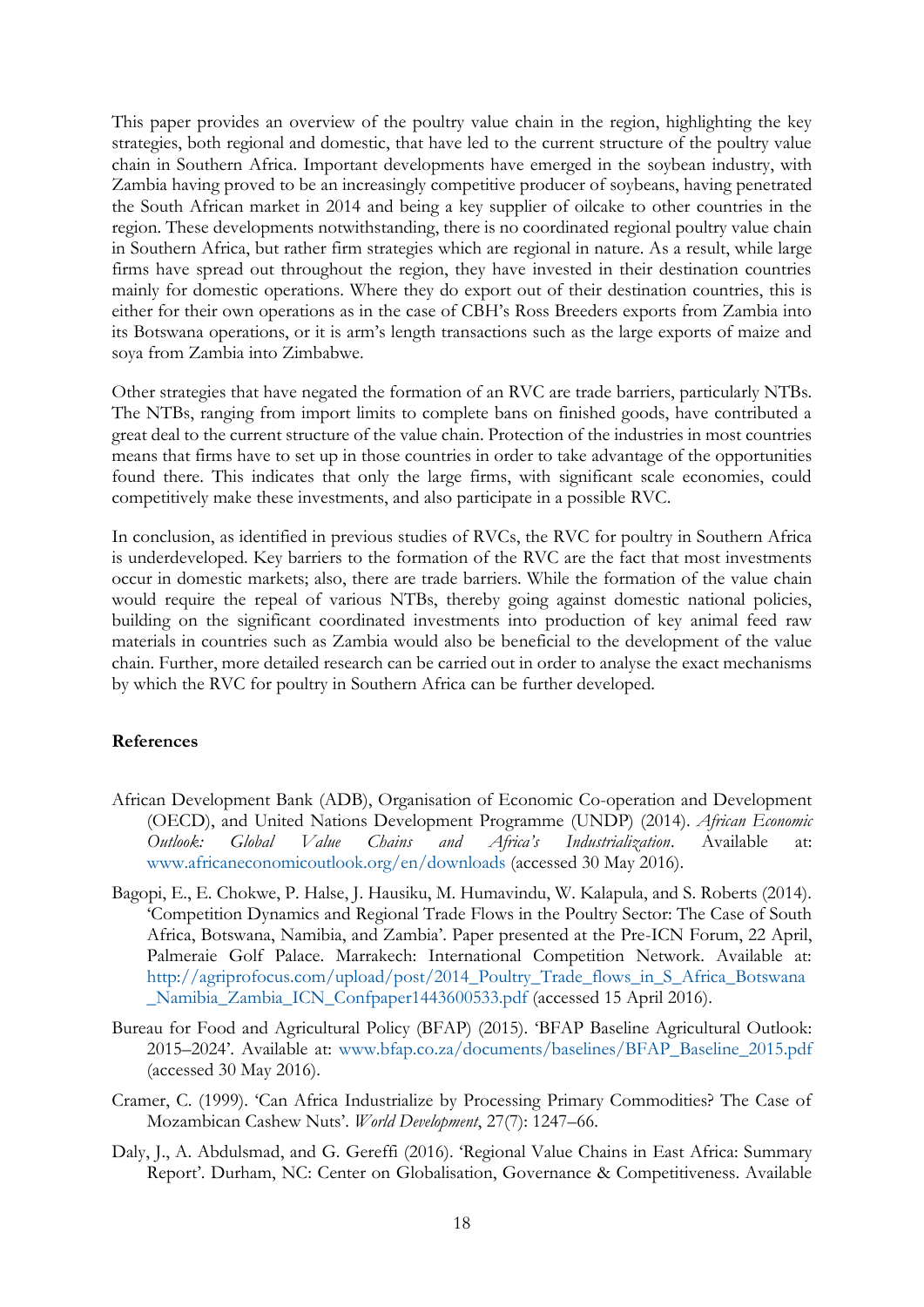This paper provides an overview of the poultry value chain in the region, highlighting the key strategies, both regional and domestic, that have led to the current structure of the poultry value chain in Southern Africa. Important developments have emerged in the soybean industry, with Zambia having proved to be an increasingly competitive producer of soybeans, having penetrated the South African market in 2014 and being a key supplier of oilcake to other countries in the region. These developments notwithstanding, there is no coordinated regional poultry value chain in Southern Africa, but rather firm strategies which are regional in nature. As a result, while large firms have spread out throughout the region, they have invested in their destination countries mainly for domestic operations. Where they do export out of their destination countries, this is either for their own operations as in the case of CBH's Ross Breeders exports from Zambia into its Botswana operations, or it is arm's length transactions such as the large exports of maize and soya from Zambia into Zimbabwe.

Other strategies that have negated the formation of an RVC are trade barriers, particularly NTBs. The NTBs, ranging from import limits to complete bans on finished goods, have contributed a great deal to the current structure of the value chain. Protection of the industries in most countries means that firms have to set up in those countries in order to take advantage of the opportunities found there. This indicates that only the large firms, with significant scale economies, could competitively make these investments, and also participate in a possible RVC.

In conclusion, as identified in previous studies of RVCs, the RVC for poultry in Southern Africa is underdeveloped. Key barriers to the formation of the RVC are the fact that most investments occur in domestic markets; also, there are trade barriers. While the formation of the value chain would require the repeal of various NTBs, thereby going against domestic national policies, building on the significant coordinated investments into production of key animal feed raw materials in countries such as Zambia would also be beneficial to the development of the value chain. Further, more detailed research can be carried out in order to analyse the exact mechanisms by which the RVC for poultry in Southern Africa can be further developed.

## References

African Development Bank (ADB), Organisation of Economic Co-operation and Development (OECD), and United Nations Development Programme (UNDP) (2014). *African Economic Outlook: Global Value Chains and Africa's Industrialization*. Available at: www.africaneconomicoutlook.org/en/downloads (accessed 30 May 2016).

Bagopi, E., E. Chokwe, P. Halse, J. Hausiku, M. Humavindu, W. Kalapula, and S. Roberts (2014). 'Competition Dynamics and Regional Trade Flows in the Poultry Sector: The Case of South Africa, Botswana, Namibia, and Zambia'. Paper presented at the Pre-ICN Forum, 22 April, Palmeraie Golf Palace. Marrakech: International Competition Network. Available at: http://agriprofocus.com/upload/post/2014_Poultry_Trade_flows_in_S_Africa_Botswana_Namibia_Zambia_ICN_Confpaper1443600533.pdf (accessed 15 April 2016).

Bureau for Food and Agricultural Policy (BFAP) (2015). 'BFAP Baseline Agricultural Outlook: 2015–2024'. Available at: www.bfap.co.za/documents/baselines/BFAP_Baseline_2015.pdf (accessed 30 May 2016).

Cramer, C. (1999). 'Can Africa Industrialize by Processing Primary Commodities? The Case of Mozambican Cashew Nuts'. *World Development*, 27(7): 1247–66.

Daly, J., A. Abdulsmad, and G. Gereffi (2016). 'Regional Value Chains in East Africa: Summary Report'. Durham, NC: Center on Globalisation, Governance & Competitiveness. Available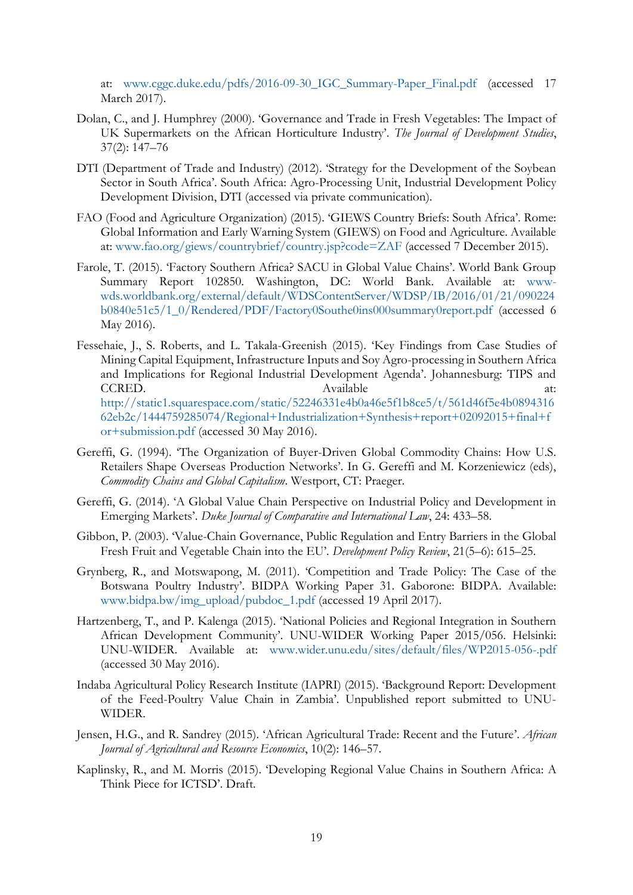at: www.cggc.duke.edu/pdfs/2016-09-30_IGC_Summary-Paper_Final.pdf (accessed 17 March 2017).

Dolan, C., and J. Humphrey (2000). 'Governance and Trade in Fresh Vegetables: The Impact of UK Supermarkets on the African Horticulture Industry'. *The Journal of Development Studies*, 37(2): 147–76

DTI (Department of Trade and Industry) (2012). 'Strategy for the Development of the Soybean Sector in South Africa'. South Africa: Agro-Processing Unit, Industrial Development Policy Development Division, DTI (accessed via private communication).

FAO (Food and Agriculture Organization) (2015). 'GIEWS Country Briefs: South Africa'. Rome: Global Information and Early Warning System (GIEWS) on Food and Agriculture. Available at: www.fao.org/giews/countrybrief/country.jsp?code=ZAF (accessed 7 December 2015).

Farole, T. (2015). 'Factory Southern Africa? SACU in Global Value Chains'. World Bank Group Summary Report 102850. Washington, DC: World Bank. Available at: www-wds.worldbank.org/external/default/WDSContentServer/WDSP/IB/2016/01/21/090224b0840e51c5/1_0/Rendered/PDF/Factory0Southe0ins000summary0report.pdf (accessed 6 May 2016).

Fessehaie, J., S. Roberts, and L. Takala-Greenish (2015). 'Key Findings from Case Studies of Mining Capital Equipment, Infrastructure Inputs and Soy Agro-processing in Southern Africa and Implications for Regional Industrial Development Agenda'. Johannesburg: TIPS and CCRED. Available at: http://static1.squarespace.com/static/52246331e4b0a46e5f1b8ce5/t/561d46f5e4b089431662eb2c/1444759285074/Regional+Industrialization+Synthesis+report+02092015+final+for+submission.pdf (accessed 30 May 2016).

Gereffi, G. (1994). 'The Organization of Buyer-Driven Global Commodity Chains: How U.S. Retailers Shape Overseas Production Networks'. In G. Gereffi and M. Korzeniewicz (eds), *Commodity Chains and Global Capitalism*. Westport, CT: Praeger.

Gereffi, G. (2014). 'A Global Value Chain Perspective on Industrial Policy and Development in Emerging Markets'. *Duke Journal of Comparative and International Law*, 24: 433–58.

Gibbon, P. (2003). 'Value-Chain Governance, Public Regulation and Entry Barriers in the Global Fresh Fruit and Vegetable Chain into the EU'. *Development Policy Review*, 21(5–6): 615–25.

Grynberg, R., and Motswapong, M. (2011). 'Competition and Trade Policy: The Case of the Botswana Poultry Industry'. BIDPA Working Paper 31. Gaborone: BIDPA. Available: www.bidpa.bw/img_upload/pubdoc_1.pdf (accessed 19 April 2017).

Hartzenberg, T., and P. Kalenga (2015). 'National Policies and Regional Integration in Southern African Development Community'. UNU-WIDER Working Paper 2015/056. Helsinki: UNU-WIDER. Available at: www.wider.unu.edu/sites/default/files/WP2015-056-.pdf (accessed 30 May 2016).

Indaba Agricultural Policy Research Institute (IAPRI) (2015). 'Background Report: Development of the Feed-Poultry Value Chain in Zambia'. Unpublished report submitted to UNU-WIDER.

Jensen, H.G., and R. Sandrey (2015). 'African Agricultural Trade: Recent and the Future'. *African Journal of Agricultural and Resource Economics*, 10(2): 146–57.

Kaplinsky, R., and M. Morris (2015). 'Developing Regional Value Chains in Southern Africa: A Think Piece for ICTSD'. Draft.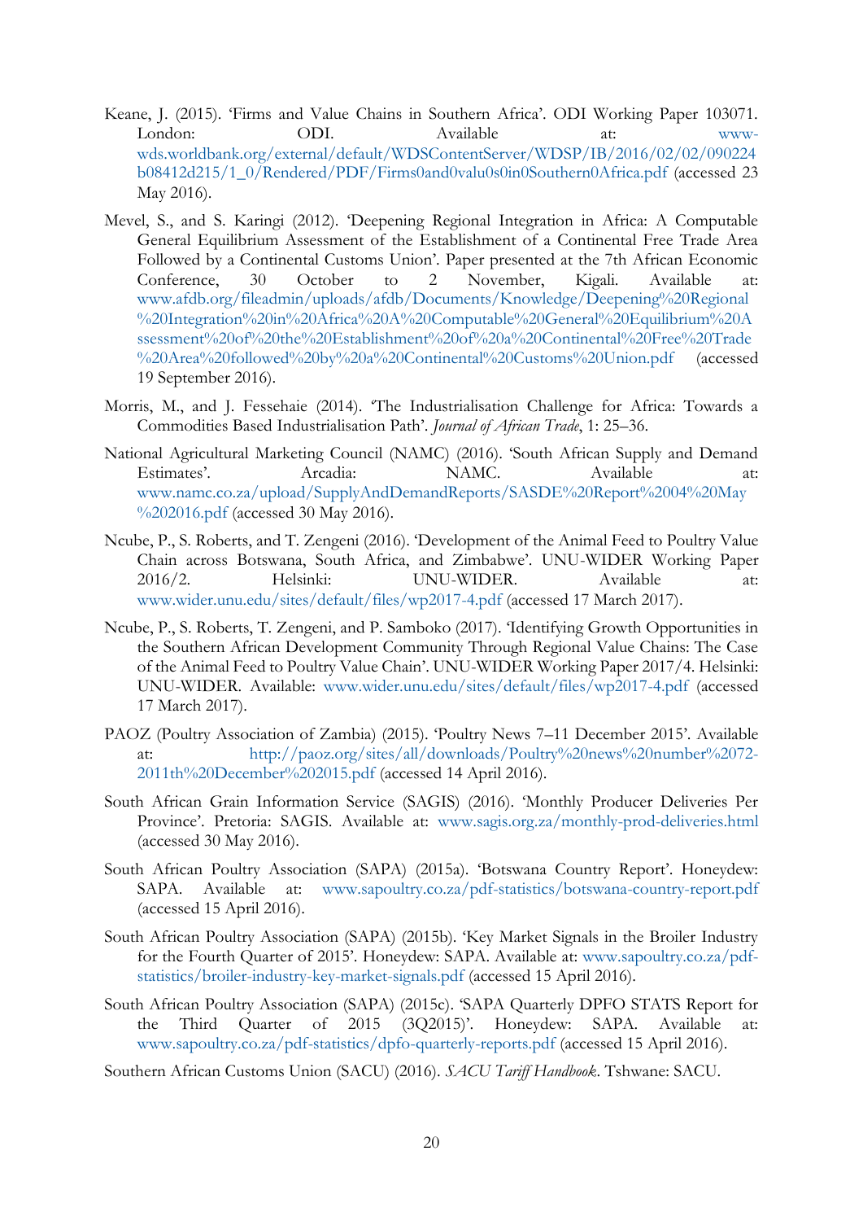Keane, J. (2015). 'Firms and Value Chains in Southern Africa'. ODI Working Paper 103071. London: ODI. Available at: www-wds.worldbank.org/external/default/WDSContentServer/WDSP/IB/2016/02/02/090224b08412d215/1_0/Rendered/PDF/Firms0and0valu0s0in0Southern0Africa.pdf (accessed 23 May 2016).

Mevel, S., and S. Karingi (2012). 'Deepening Regional Integration in Africa: A Computable General Equilibrium Assessment of the Establishment of a Continental Free Trade Area Followed by a Continental Customs Union'. Paper presented at the 7th African Economic Conference, 30 October to 2 November, Kigali. Available at: www.afdb.org/fileadmin/uploads/afdb/Documents/Knowledge/Deepening%20Regional%20Integration%20in%20Africa%20A%20Computable%20General%20Equilibrium%20Assessment%20of%20the%20Establishment%20of%20a%20Continental%20Free%20Trade%20Area%20followed%20by%20a%20Continental%20Customs%20Union.pdf (accessed 19 September 2016).

Morris, M., and J. Fessehaie (2014). 'The Industrialisation Challenge for Africa: Towards a Commodities Based Industrialisation Path'. *Journal of African Trade*, 1: 25–36.

National Agricultural Marketing Council (NAMC) (2016). 'South African Supply and Demand Estimates'. Arcadia: NAMC. Available at: www.namc.co.za/upload/SupplyAndDemandReports/SASDE%20Report%2004%20May%202016.pdf (accessed 30 May 2016).

Ncube, P., S. Roberts, and T. Zengeni (2016). 'Development of the Animal Feed to Poultry Value Chain across Botswana, South Africa, and Zimbabwe'. UNU-WIDER Working Paper 2016/2. Helsinki: UNU-WIDER. Available at: www.wider.unu.edu/sites/default/files/wp2017-4.pdf (accessed 17 March 2017).

Ncube, P., S. Roberts, T. Zengeni, and P. Samboko (2017). 'Identifying Growth Opportunities in the Southern African Development Community Through Regional Value Chains: The Case of the Animal Feed to Poultry Value Chain'. UNU-WIDER Working Paper 2017/4. Helsinki: UNU-WIDER. Available: www.wider.unu.edu/sites/default/files/wp2017-4.pdf (accessed 17 March 2017).

PAOZ (Poultry Association of Zambia) (2015). 'Poultry News 7–11 December 2015'. Available at: http://paoz.org/sites/all/downloads/Poultry%20news%20number%2072-2011th%20December%202015.pdf (accessed 14 April 2016).

South African Grain Information Service (SAGIS) (2016). 'Monthly Producer Deliveries Per Province'. Pretoria: SAGIS. Available at: www.sagis.org.za/monthly-prod-deliveries.html (accessed 30 May 2016).

South African Poultry Association (SAPA) (2015a). 'Botswana Country Report'. Honeydew: SAPA. Available at: www.sapoultry.co.za/pdf-statistics/botswana-country-report.pdf (accessed 15 April 2016).

South African Poultry Association (SAPA) (2015b). 'Key Market Signals in the Broiler Industry for the Fourth Quarter of 2015'. Honeydew: SAPA. Available at: www.sapoultry.co.za/pdf-statistics/broiler-industry-key-market-signals.pdf (accessed 15 April 2016).

South African Poultry Association (SAPA) (2015c). 'SAPA Quarterly DPFO STATS Report for the Third Quarter of 2015 (3Q2015)'. Honeydew: SAPA. Available at: www.sapoultry.co.za/pdf-statistics/dpfo-quarterly-reports.pdf (accessed 15 April 2016).

Southern African Customs Union (SACU) (2016). *SACU Tariff Handbook*. Tshwane: SACU.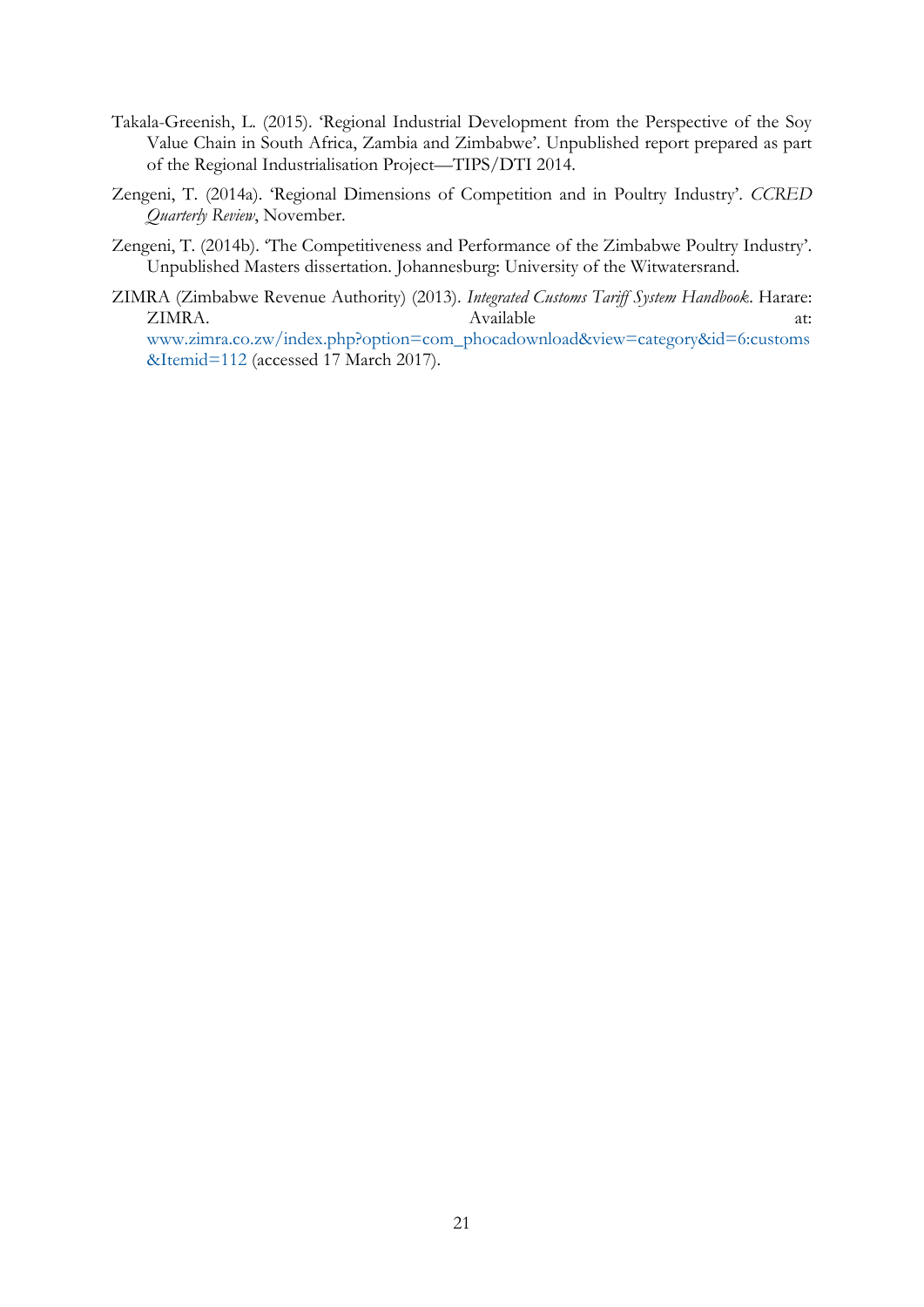Takala-Greenish, L. (2015). 'Regional Industrial Development from the Perspective of the Soy Value Chain in South Africa, Zambia and Zimbabwe'. Unpublished report prepared as part of the Regional Industrialisation Project—TIPS/DTI 2014.

Zengeni, T. (2014a). 'Regional Dimensions of Competition and in Poultry Industry'. *CCRED Quarterly Review*, November.

Zengeni, T. (2014b). 'The Competitiveness and Performance of the Zimbabwe Poultry Industry'. Unpublished Masters dissertation. Johannesburg: University of the Witwatersrand.

ZIMRA (Zimbabwe Revenue Authority) (2013). *Integrated Customs Tariff System Handbook*. Harare: ZIMRA. Available at: www.zimra.co.zw/index.php?option=com_phocadownload&view=category&id=6:customs&Itemid=112 (accessed 17 March 2017).